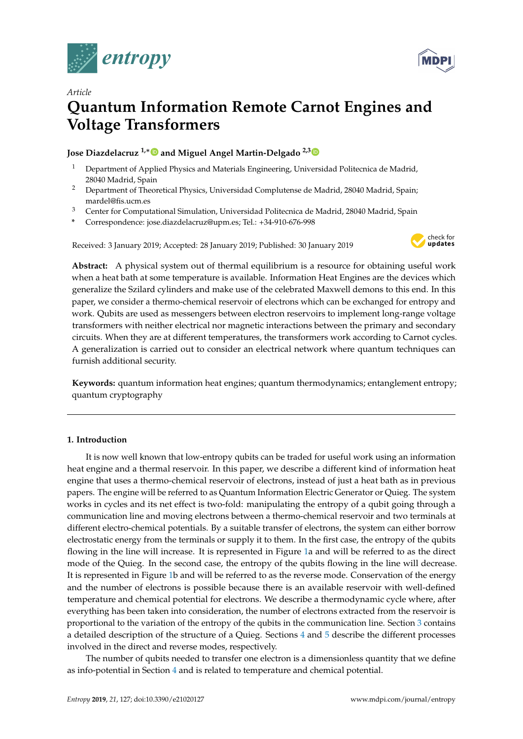*Article*

# Quantum Information Remote Carnot Engines and Voltage Transformers

**Jose Diazdelacruz [1,*] and Miguel Angel Martin-Delgado [2,3]**

[1] Department of Applied Physics and Materials Engineering, Universidad Politecnica de Madrid, 28040 Madrid, Spain

[2] Department of Theoretical Physics, Universidad Complutense de Madrid, 28040 Madrid, Spain; mardel@fis.ucm.es

[3] Center for Computational Simulation, Universidad Politecnica de Madrid, 28040 Madrid, Spain

\* Correspondence: jose.diazdelacruz@upm.es; Tel.: +34-910-676-998

Received: 3 January 2019; Accepted: 28 January 2019; Published: 30 January 2019

**Abstract:** A physical system out of thermal equilibrium is a resource for obtaining useful work when a heat bath at some temperature is available. Information Heat Engines are the devices which generalize the Szilard cylinders and make use of the celebrated Maxwell demons to this end. In this paper, we consider a thermo-chemical reservoir of electrons which can be exchanged for entropy and work. Qubits are used as messengers between electron reservoirs to implement long-range voltage transformers with neither electrical nor magnetic interactions between the primary and secondary circuits. When they are at different temperatures, the transformers work according to Carnot cycles. A generalization is carried out to consider an electrical network where quantum techniques can furnish additional security.

**Keywords:** quantum information heat engines; quantum thermodynamics; entanglement entropy; quantum cryptography

## 1. Introduction

It is now well known that low-entropy qubits can be traded for useful work using an information heat engine and a thermal reservoir. In this paper, we describe a different kind of information heat engine that uses a thermo-chemical reservoir of electrons, instead of just a heat bath as in previous papers. The engine will be referred to as Quantum Information Electric Generator or Quieg. The system works in cycles and its net effect is two-fold: manipulating the entropy of a qubit going through a communication line and moving electrons between a thermo-chemical reservoir and two terminals at different electro-chemical potentials. By a suitable transfer of electrons, the system can either borrow electrostatic energy from the terminals or supply it to them. In the first case, the entropy of the qubits flowing in the line will increase. It is represented in Figure 1a and will be referred to as the direct mode of the Quieg. In the second case, the entropy of the qubits flowing in the line will decrease. It is represented in Figure 1b and will be referred to as the reverse mode. Conservation of the energy and the number of electrons is possible because there is an available reservoir with well-defined temperature and chemical potential for electrons. We describe a thermodynamic cycle where, after everything has been taken into consideration, the number of electrons extracted from the reservoir is proportional to the variation of the entropy of the qubits in the communication line. Section 3 contains a detailed description of the structure of a Quieg. Sections 4 and 5 describe the different processes involved in the direct and reverse modes, respectively.

The number of qubits needed to transfer one electron is a dimensionless quantity that we define as info-potential in Section 4 and is related to temperature and chemical potential.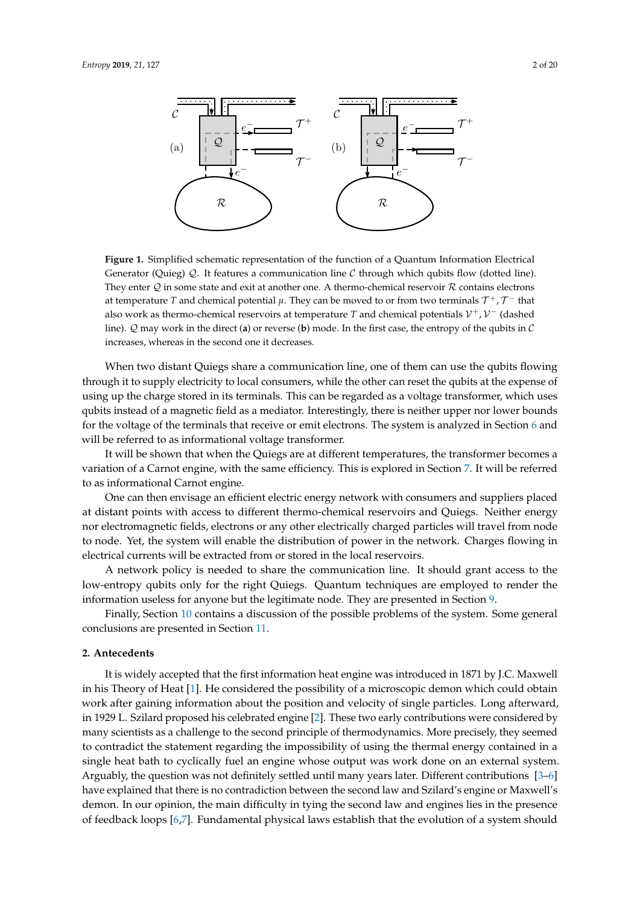**Figure 1.** Simplified schematic representation of the function of a Quantum Information Electrical Generator (Quieg) $\mathcal{Q}$. It features a communication line $\mathcal{C}$ through which qubits flow (dotted line). They enter $\mathcal{Q}$ in some state and exit at another one. A thermo-chemical reservoir $\mathcal{R}$ contains electrons at temperature $T$ and chemical potential $\mu$. They can be moved to or from two terminals $\mathcal{T}^+, \mathcal{T}^-$ that also work as thermo-chemical reservoirs at temperature $T$ and chemical potentials $\mathcal{V}^+, \mathcal{V}^-$ (dashed line). $\mathcal{Q}$ may work in the direct (**a**) or reverse (**b**) mode. In the first case, the entropy of the qubits in $\mathcal{C}$ increases, whereas in the second one it decreases.

When two distant Quiegs share a communication line, one of them can use the qubits flowing through it to supply electricity to local consumers, while the other can reset the qubits at the expense of using up the charge stored in its terminals. This can be regarded as a voltage transformer, which uses qubits instead of a magnetic field as a mediator. Interestingly, there is neither upper nor lower bounds for the voltage of the terminals that receive or emit electrons. The system is analyzed in Section 6 and will be referred to as informational voltage transformer.

It will be shown that when the Quiegs are at different temperatures, the transformer becomes a variation of a Carnot engine, with the same efficiency. This is explored in Section 7. It will be referred to as informational Carnot engine.

One can then envisage an efficient electric energy network with consumers and suppliers placed at distant points with access to different thermo-chemical reservoirs and Quiegs. Neither energy nor electromagnetic fields, electrons or any other electrically charged particles will travel from node to node. Yet, the system will enable the distribution of power in the network. Charges flowing in electrical currents will be extracted from or stored in the local reservoirs.

A network policy is needed to share the communication line. It should grant access to the low-entropy qubits only for the right Quiegs. Quantum techniques are employed to render the information useless for anyone but the legitimate node. They are presented in Section 9.

Finally, Section 10 contains a discussion of the possible problems of the system. Some general conclusions are presented in Section 11.

## 2. Antecedents

It is widely accepted that the first information heat engine was introduced in 1871 by J.C. Maxwell in his Theory of Heat [1]. He considered the possibility of a microscopic demon which could obtain work after gaining information about the position and velocity of single particles. Long afterward, in 1929 L. Szilard proposed his celebrated engine [2]. These two early contributions were considered by many scientists as a challenge to the second principle of thermodynamics. More precisely, they seemed to contradict the statement regarding the impossibility of using the thermal energy contained in a single heat bath to cyclically fuel an engine whose output was work done on an external system. Arguably, the question was not definitely settled until many years later. Different contributions [3–6] have explained that there is no contradiction between the second law and Szilard's engine or Maxwell's demon. In our opinion, the main difficulty in tying the second law and engines lies in the presence of feedback loops [6,7]. Fundamental physical laws establish that the evolution of a system should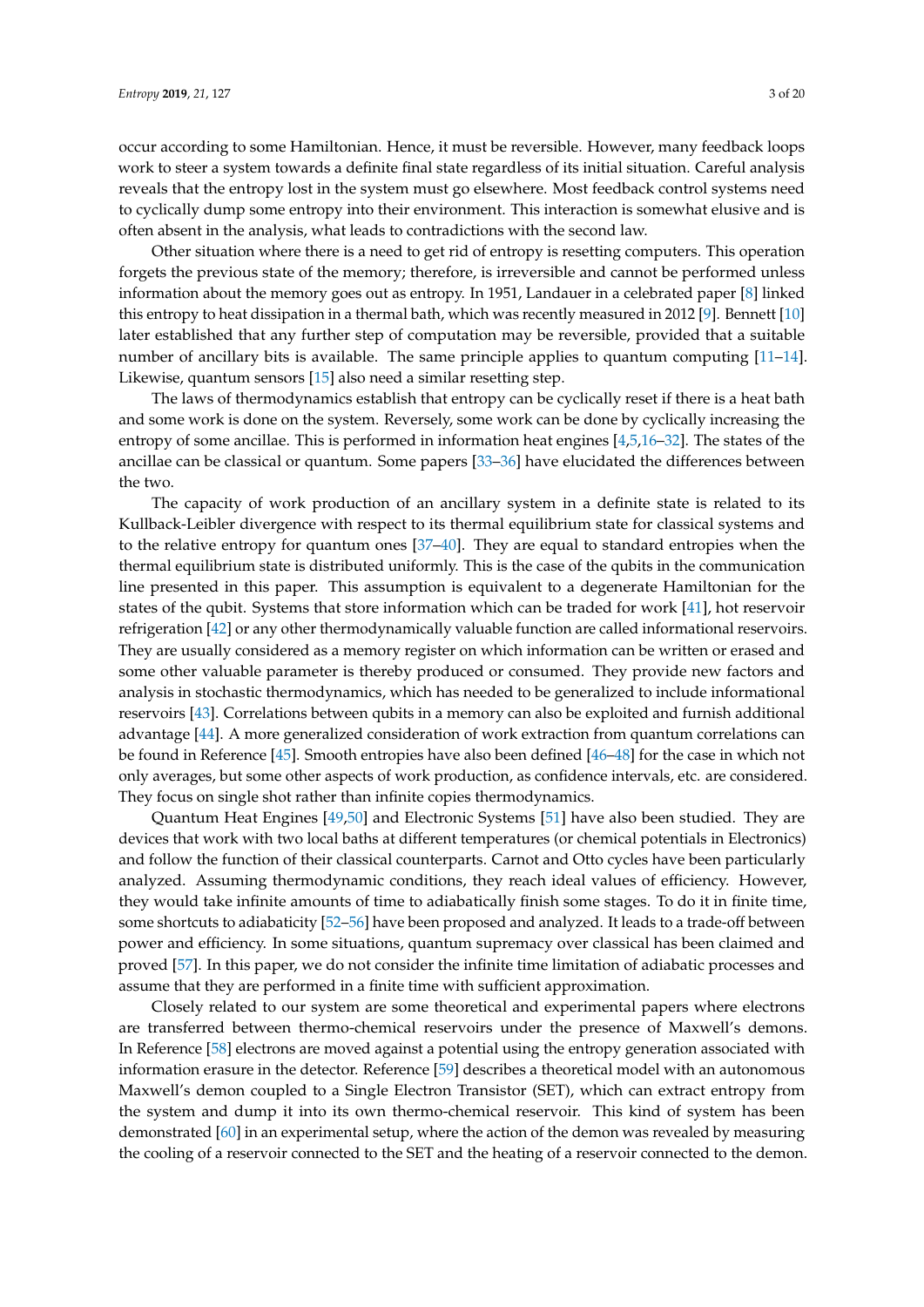occur according to some Hamiltonian. Hence, it must be reversible. However, many feedback loops work to steer a system towards a definite final state regardless of its initial situation. Careful analysis reveals that the entropy lost in the system must go elsewhere. Most feedback control systems need to cyclically dump some entropy into their environment. This interaction is somewhat elusive and is often absent in the analysis, what leads to contradictions with the second law.

Other situation where there is a need to get rid of entropy is resetting computers. This operation forgets the previous state of the memory; therefore, is irreversible and cannot be performed unless information about the memory goes out as entropy. In 1951, Landauer in a celebrated paper [8] linked this entropy to heat dissipation in a thermal bath, which was recently measured in 2012 [9]. Bennett [10] later established that any further step of computation may be reversible, provided that a suitable number of ancillary bits is available. The same principle applies to quantum computing [11–14]. Likewise, quantum sensors [15] also need a similar resetting step.

The laws of thermodynamics establish that entropy can be cyclically reset if there is a heat bath and some work is done on the system. Reversely, some work can be done by cyclically increasing the entropy of some ancillae. This is performed in information heat engines [4,5,16–32]. The states of the ancillae can be classical or quantum. Some papers [33–36] have elucidated the differences between the two.

The capacity of work production of an ancillary system in a definite state is related to its Kullback-Leibler divergence with respect to its thermal equilibrium state for classical systems and to the relative entropy for quantum ones [37–40]. They are equal to standard entropies when the thermal equilibrium state is distributed uniformly. This is the case of the qubits in the communication line presented in this paper. This assumption is equivalent to a degenerate Hamiltonian for the states of the qubit. Systems that store information which can be traded for work [41], hot reservoir refrigeration [42] or any other thermodynamically valuable function are called informational reservoirs. They are usually considered as a memory register on which information can be written or erased and some other valuable parameter is thereby produced or consumed. They provide new factors and analysis in stochastic thermodynamics, which has needed to be generalized to include informational reservoirs [43]. Correlations between qubits in a memory can also be exploited and furnish additional advantage [44]. A more generalized consideration of work extraction from quantum correlations can be found in Reference [45]. Smooth entropies have also been defined [46–48] for the case in which not only averages, but some other aspects of work production, as confidence intervals, etc. are considered. They focus on single shot rather than infinite copies thermodynamics.

Quantum Heat Engines [49,50] and Electronic Systems [51] have also been studied. They are devices that work with two local baths at different temperatures (or chemical potentials in Electronics) and follow the function of their classical counterparts. Carnot and Otto cycles have been particularly analyzed. Assuming thermodynamic conditions, they reach ideal values of efficiency. However, they would take infinite amounts of time to adiabatically finish some stages. To do it in finite time, some shortcuts to adiabaticity [52–56] have been proposed and analyzed. It leads to a trade-off between power and efficiency. In some situations, quantum supremacy over classical has been claimed and proved [57]. In this paper, we do not consider the infinite time limitation of adiabatic processes and assume that they are performed in a finite time with sufficient approximation.

Closely related to our system are some theoretical and experimental papers where electrons are transferred between thermo-chemical reservoirs under the presence of Maxwell's demons. In Reference [58] electrons are moved against a potential using the entropy generation associated with information erasure in the detector. Reference [59] describes a theoretical model with an autonomous Maxwell's demon coupled to a Single Electron Transistor (SET), which can extract entropy from the system and dump it into its own thermo-chemical reservoir. This kind of system has been demonstrated [60] in an experimental setup, where the action of the demon was revealed by measuring the cooling of a reservoir connected to the SET and the heating of a reservoir connected to the demon.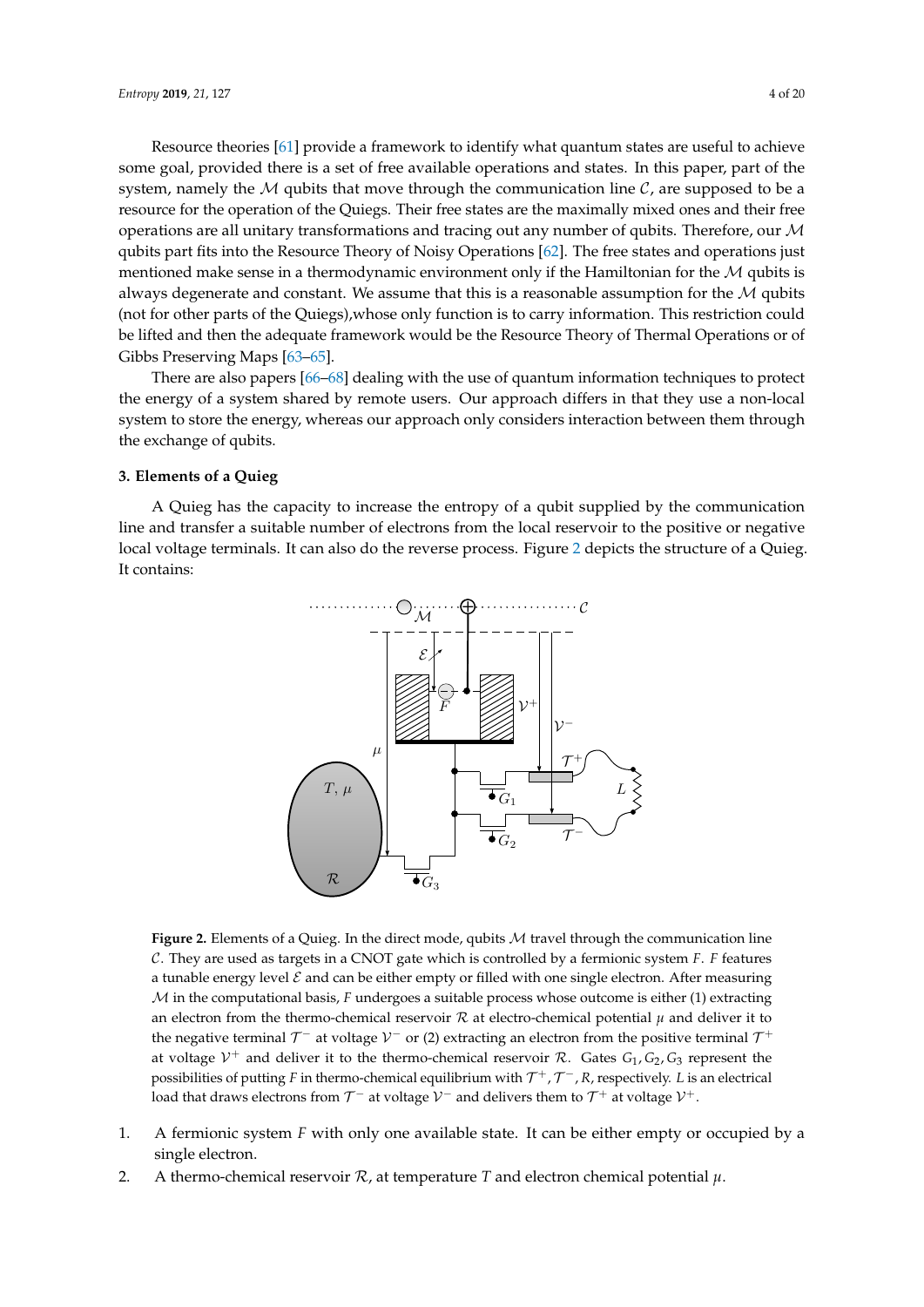Resource theories [61] provide a framework to identify what quantum states are useful to achieve some goal, provided there is a set of free available operations and states. In this paper, part of the system, namely the $\mathcal{M}$ qubits that move through the communication line $\mathcal{C}$, are supposed to be a resource for the operation of the Quiegs. Their free states are the maximally mixed ones and their free operations are all unitary transformations and tracing out any number of qubits. Therefore, our $\mathcal{M}$ qubits part fits into the Resource Theory of Noisy Operations [62]. The free states and operations just mentioned make sense in a thermodynamic environment only if the Hamiltonian for the $\mathcal{M}$ qubits is always degenerate and constant. We assume that this is a reasonable assumption for the $\mathcal{M}$ qubits (not for other parts of the Quiegs),whose only function is to carry information. This restriction could be lifted and then the adequate framework would be the Resource Theory of Thermal Operations or of Gibbs Preserving Maps [63–65].

There are also papers [66–68] dealing with the use of quantum information techniques to protect the energy of a system shared by remote users. Our approach differs in that they use a non-local system to store the energy, whereas our approach only considers interaction between them through the exchange of qubits.

### 3. Elements of a Quieg

A Quieg has the capacity to increase the entropy of a qubit supplied by the communication line and transfer a suitable number of electrons from the local reservoir to the positive or negative local voltage terminals. It can also do the reverse process. Figure 2 depicts the structure of a Quieg. It contains:

**Figure 2.** Elements of a Quieg. In the direct mode, qubits $\mathcal{M}$ travel through the communication line $\mathcal{C}$. They are used as targets in a CNOT gate which is controlled by a fermionic system $F$. $F$ features a tunable energy level $\mathcal{E}$ and can be either empty or filled with one single electron. After measuring $\mathcal{M}$ in the computational basis, $F$ undergoes a suitable process whose outcome is either (1) extracting an electron from the thermo-chemical reservoir $\mathcal{R}$ at electro-chemical potential $\mu$ and deliver it to the negative terminal $\mathcal{T}^-$ at voltage $\mathcal{V}^-$ or (2) extracting an electron from the positive terminal $\mathcal{T}^+$ at voltage $\mathcal{V}^+$ and deliver it to the thermo-chemical reservoir $\mathcal{R}$. Gates $G_1, G_2, G_3$ represent the possibilities of putting $F$ in thermo-chemical equilibrium with $\mathcal{T}^+, \mathcal{T}^-, R$, respectively. $L$ is an electrical load that draws electrons from $\mathcal{T}^-$ at voltage $\mathcal{V}^-$ and delivers them to $\mathcal{T}^+$ at voltage $\mathcal{V}^+$.

1. A fermionic system $F$ with only one available state. It can be either empty or occupied by a single electron.
2. A thermo-chemical reservoir $\mathcal{R}$, at temperature $T$ and electron chemical potential $\mu$.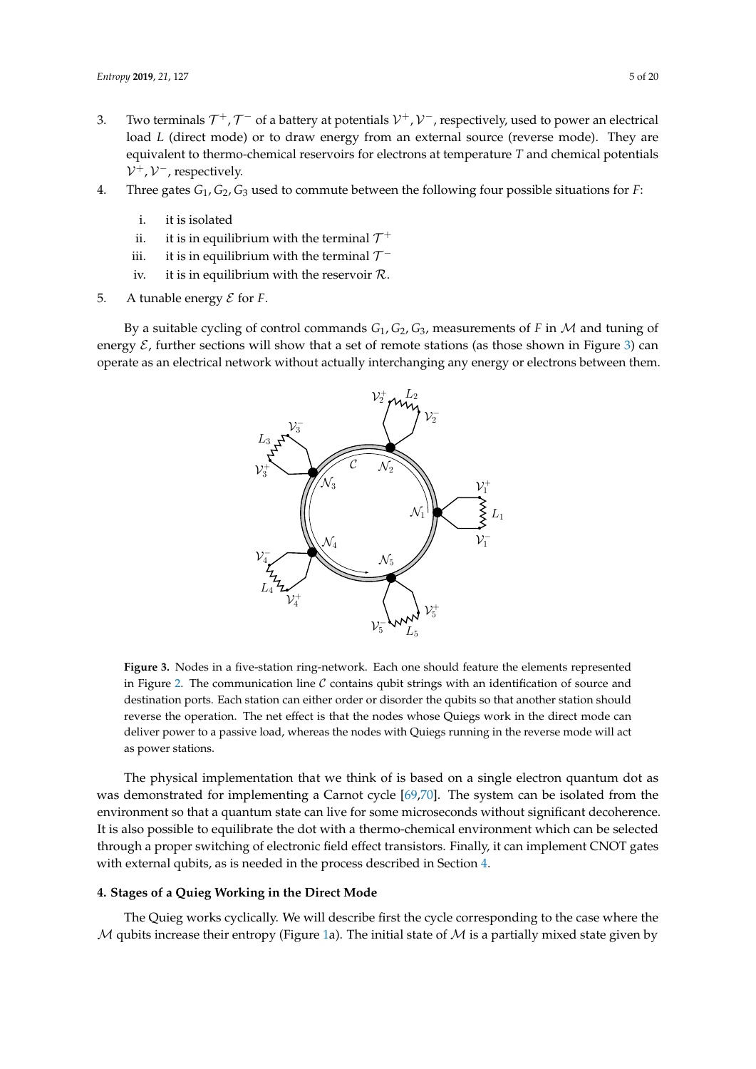3. Two terminals $\mathcal{T}^+, \mathcal{T}^-$ of a battery at potentials $\mathcal{V}^+, \mathcal{V}^-$, respectively, used to power an electrical load $L$ (direct mode) or to draw energy from an external source (reverse mode). They are equivalent to thermo-chemical reservoirs for electrons at temperature $T$ and chemical potentials $\mathcal{V}^+, \mathcal{V}^-$, respectively.
4. Three gates $G_1, G_2, G_3$ used to commute between the following four possible situations for $F$:
   i. it is isolated
   ii. it is in equilibrium with the terminal $\mathcal{T}^+$
   iii. it is in equilibrium with the terminal $\mathcal{T}^-$
   iv. it is in equilibrium with the reservoir $\mathcal{R}$.
5. A tunable energy $\mathcal{E}$ for $F$.

By a suitable cycling of control commands $G_1, G_2, G_3$, measurements of $F$ in $\mathcal{M}$ and tuning of energy $\mathcal{E}$, further sections will show that a set of remote stations (as those shown in Figure 3) can operate as an electrical network without actually interchanging any energy or electrons between them.

**Figure 3.** Nodes in a five-station ring-network. Each one should feature the elements represented in Figure 2. The communication line $\mathcal{C}$ contains qubit strings with an identification of source and destination ports. Each station can either order or disorder the qubits so that another station should reverse the operation. The net effect is that the nodes whose Quiegs work in the direct mode can deliver power to a passive load, whereas the nodes with Quiegs running in the reverse mode will act as power stations.

The physical implementation that we think of is based on a single electron quantum dot as was demonstrated for implementing a Carnot cycle [69,70]. The system can be isolated from the environment so that a quantum state can live for some microseconds without significant decoherence. It is also possible to equilibrate the dot with a thermo-chemical environment which can be selected through a proper switching of electronic field effect transistors. Finally, it can implement CNOT gates with external qubits, as is needed in the process described in Section 4.

#### 4. Stages of a Quieg Working in the Direct Mode

The Quieg works cyclically. We will describe first the cycle corresponding to the case where the $\mathcal{M}$ qubits increase their entropy (Figure 1a). The initial state of $\mathcal{M}$ is a partially mixed state given by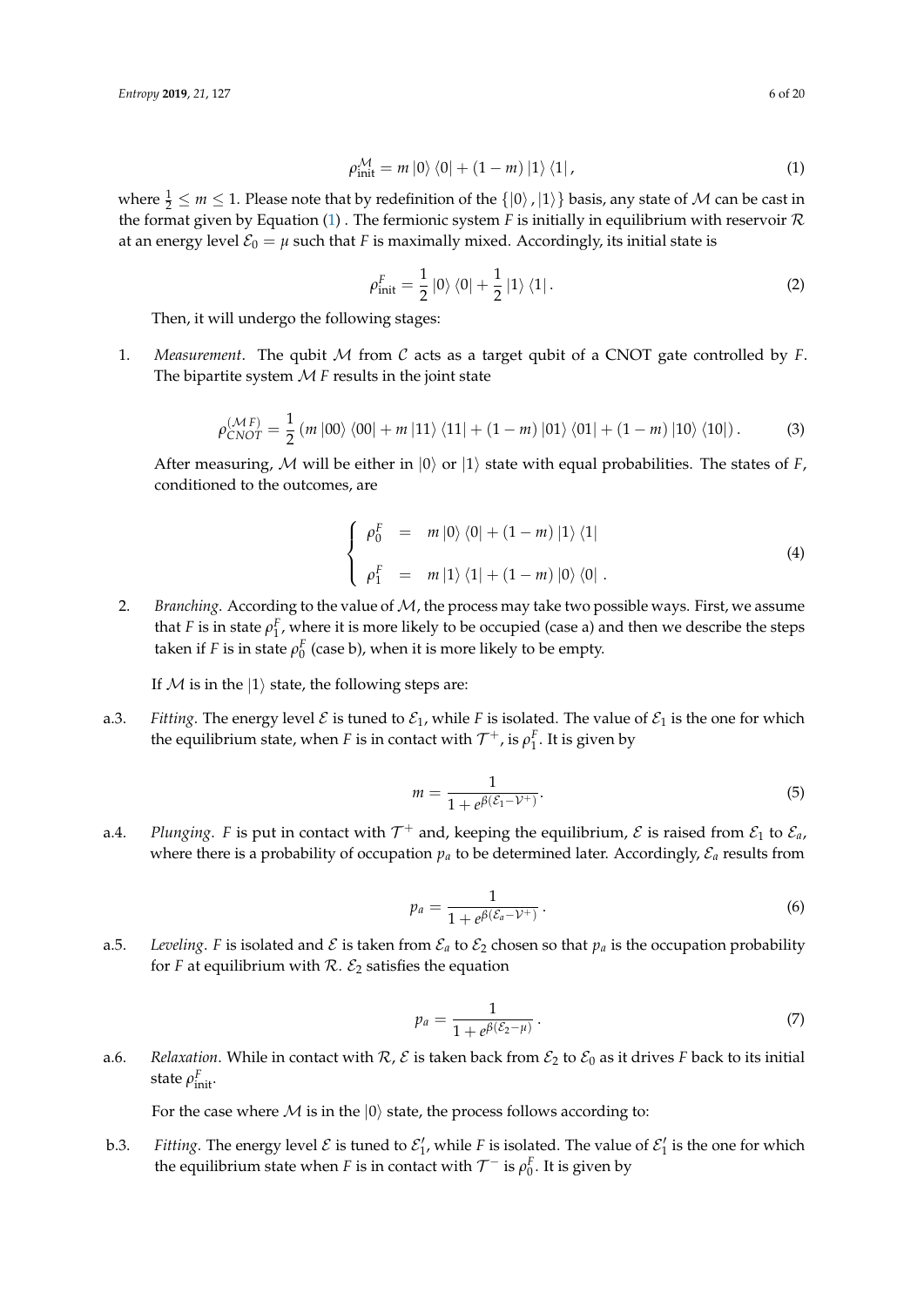$$\rho^{\mathcal{M}}_{\text{init}} = m\,|0\rangle\,\langle 0| + (1-m)\,|1\rangle\,\langle 1|\,, \tag{1}$$

where $\frac{1}{2} \leq m \leq 1$. Please note that by redefinition of the $\{|0\rangle\,, |1\rangle\}$ basis, any state of $\mathcal{M}$ can be cast in the format given by Equation (1) . The fermionic system $F$ is initially in equilibrium with reservoir $\mathcal{R}$ at an energy level $\mathcal{E}_0 = \mu$ such that $F$ is maximally mixed. Accordingly, its initial state is

$$\rho^{F}_{\text{init}} = \frac{1}{2}\,|0\rangle\,\langle 0| + \frac{1}{2}\,|1\rangle\,\langle 1|\,. \tag{2}$$

Then, it will undergo the following stages:

1. *Measurement*. The qubit $\mathcal{M}$ from $\mathcal{C}$ acts as a target qubit of a CNOT gate controlled by $F$. The bipartite system $\mathcal{M}\,F$ results in the joint state

$$\rho^{(\mathcal{M}\,F)}_{CNOT} = \frac{1}{2}\left(m\,|00\rangle\,\langle 00| + m\,|11\rangle\,\langle 11| + (1-m)\,|01\rangle\,\langle 01| + (1-m)\,|10\rangle\,\langle 10|\right). \tag{3}$$

After measuring, $\mathcal{M}$ will be either in $|0\rangle$ or $|1\rangle$ state with equal probabilities. The states of $F$, conditioned to the outcomes, are

$$\begin{cases} \rho^{F}_{0} &= \quad m\,|0\rangle\,\langle 0| + (1-m)\,|1\rangle\,\langle 1| \\ \rho^{F}_{1} &= \quad m\,|1\rangle\,\langle 1| + (1-m)\,|0\rangle\,\langle 0|\;. \end{cases} \tag{4}$$

2. *Branching*. According to the value of $\mathcal{M}$, the process may take two possible ways. First, we assume that $F$ is in state $\rho^{F}_{1}$, where it is more likely to be occupied (case a) and then we describe the steps taken if $F$ is in state $\rho^{F}_{0}$ (case b), when it is more likely to be empty.

If $\mathcal{M}$ is in the $|1\rangle$ state, the following steps are:

a.3. *Fitting*. The energy level $\mathcal{E}$ is tuned to $\mathcal{E}_1$, while $F$ is isolated. The value of $\mathcal{E}_1$ is the one for which the equilibrium state, when $F$ is in contact with $\mathcal{T}^{+}$, is $\rho^{F}_{1}$. It is given by

$$m = \frac{1}{1 + e^{\beta(\mathcal{E}_1 - \mathcal{V}^{+})}}. \tag{5}$$

a.4. *Plunging*. $F$ is put in contact with $\mathcal{T}^{+}$ and, keeping the equilibrium, $\mathcal{E}$ is raised from $\mathcal{E}_1$ to $\mathcal{E}_a$, where there is a probability of occupation $p_a$ to be determined later. Accordingly, $\mathcal{E}_a$ results from

$$p_a = \frac{1}{1 + e^{\beta(\mathcal{E}_a - \mathcal{V}^{+})}}\,. \tag{6}$$

a.5. *Leveling*. $F$ is isolated and $\mathcal{E}$ is taken from $\mathcal{E}_a$ to $\mathcal{E}_2$ chosen so that $p_a$ is the occupation probability for $F$ at equilibrium with $\mathcal{R}$. $\mathcal{E}_2$ satisfies the equation

$$p_a = \frac{1}{1 + e^{\beta(\mathcal{E}_2 - \mu)}}\,. \tag{7}$$

a.6. *Relaxation*. While in contact with $\mathcal{R}$, $\mathcal{E}$ is taken back from $\mathcal{E}_2$ to $\mathcal{E}_0$ as it drives $F$ back to its initial state $\rho^{F}_{\text{init}}$.

For the case where $\mathcal{M}$ is in the $|0\rangle$ state, the process follows according to:

b.3. *Fitting*. The energy level $\mathcal{E}$ is tuned to $\mathcal{E}'_1$, while $F$ is isolated. The value of $\mathcal{E}'_1$ is the one for which the equilibrium state when $F$ is in contact with $\mathcal{T}^{-}$ is $\rho^{F}_{0}$. It is given by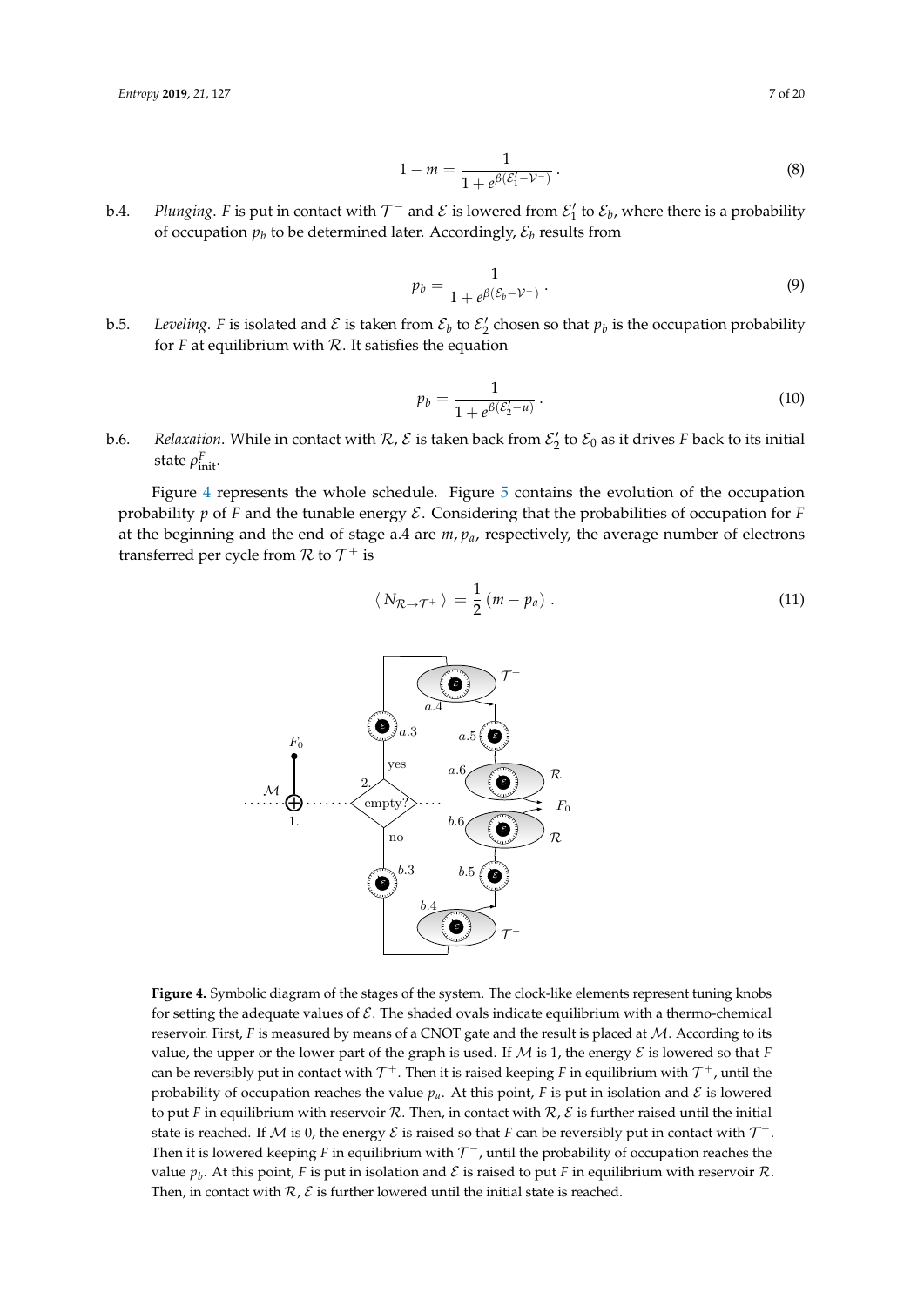$$1 - m = \frac{1}{1 + e^{\beta(\mathcal{E}_1' - \mathcal{V}^-)}} . \tag{8}$$

b.4. *Plunging*. $F$ is put in contact with $\mathcal{T}^-$ and $\mathcal{E}$ is lowered from $\mathcal{E}_1'$ to $\mathcal{E}_b$, where there is a probability of occupation $p_b$ to be determined later. Accordingly, $\mathcal{E}_b$ results from

$$p_b = \frac{1}{1 + e^{\beta(\mathcal{E}_b - \mathcal{V}^-)}} . \tag{9}$$

b.5. *Leveling*. $F$ is isolated and $\mathcal{E}$ is taken from $\mathcal{E}_b$ to $\mathcal{E}_2'$ chosen so that $p_b$ is the occupation probability for $F$ at equilibrium with $\mathcal{R}$. It satisfies the equation

$$p_b = \frac{1}{1 + e^{\beta(\mathcal{E}_2' - \mu)}} . \tag{10}$$

b.6. *Relaxation*. While in contact with $\mathcal{R}$, $\mathcal{E}$ is taken back from $\mathcal{E}_2'$ to $\mathcal{E}_0$ as it drives $F$ back to its initial state $\rho^F_{\text{init}}$.

Figure 4 represents the whole schedule. Figure 5 contains the evolution of the occupation probability $p$ of $F$ and the tunable energy $\mathcal{E}$. Considering that the probabilities of occupation for $F$ at the beginning and the end of stage a.4 are $m, p_a$, respectively, the average number of electrons transferred per cycle from $\mathcal{R}$ to $\mathcal{T}^+$ is

$$\langle N_{\mathcal{R} \to \mathcal{T}^+} \rangle = \frac{1}{2} (m - p_a) . \tag{11}$$

**Figure 4.** Symbolic diagram of the stages of the system. The clock-like elements represent tuning knobs for setting the adequate values of $\mathcal{E}$. The shaded ovals indicate equilibrium with a thermo-chemical reservoir. First, $F$ is measured by means of a CNOT gate and the result is placed at $\mathcal{M}$. According to its value, the upper or the lower part of the graph is used. If $\mathcal{M}$ is 1, the energy $\mathcal{E}$ is lowered so that $F$ can be reversibly put in contact with $\mathcal{T}^+$. Then it is raised keeping $F$ in equilibrium with $\mathcal{T}^+$, until the probability of occupation reaches the value $p_a$. At this point, $F$ is put in isolation and $\mathcal{E}$ is lowered to put $F$ in equilibrium with reservoir $\mathcal{R}$. Then, in contact with $\mathcal{R}$, $\mathcal{E}$ is further raised until the initial state is reached. If $\mathcal{M}$ is 0, the energy $\mathcal{E}$ is raised so that $F$ can be reversibly put in contact with $\mathcal{T}^-$. Then it is lowered keeping $F$ in equilibrium with $\mathcal{T}^-$, until the probability of occupation reaches the value $p_b$. At this point, $F$ is put in isolation and $\mathcal{E}$ is raised to put $F$ in equilibrium with reservoir $\mathcal{R}$. Then, in contact with $\mathcal{R}$, $\mathcal{E}$ is further lowered until the initial state is reached.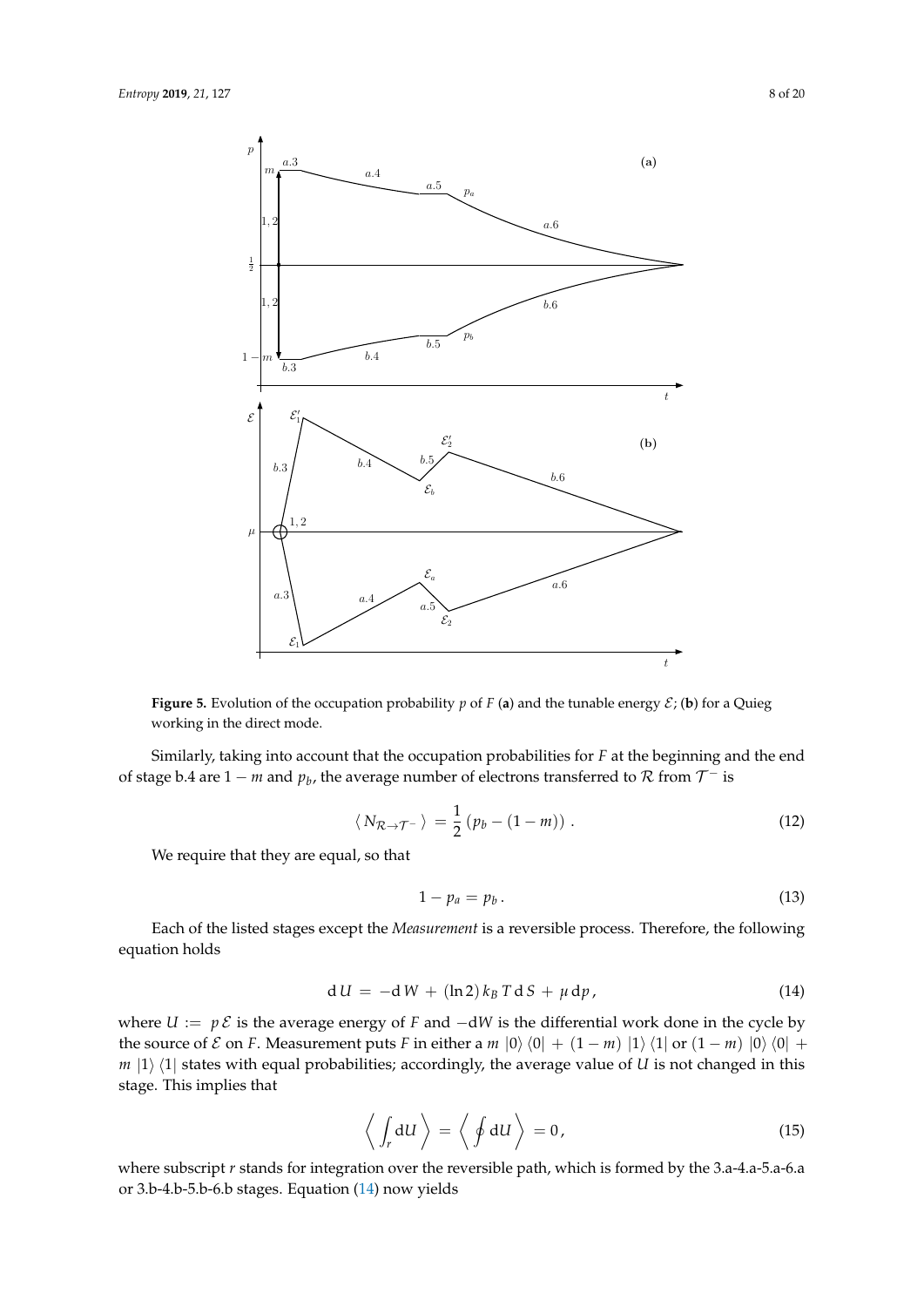**Figure 5.** Evolution of the occupation probability $p$ of $F$ (**a**) and the tunable energy $\mathcal{E}$; (**b**) for a Quieg working in the direct mode.

Similarly, taking into account that the occupation probabilities for $F$ at the beginning and the end of stage b.4 are $1 - m$ and $p_b$, the average number of electrons transferred to $\mathcal{R}$ from $\mathcal{T}^-$ is

$$\langle N_{\mathcal{R} \to \mathcal{T}^-} \rangle = \frac{1}{2} \left( p_b - (1 - m) \right) . \tag{12}$$

We require that they are equal, so that

$$1 - p_a = p_b . \tag{13}$$

Each of the listed stages except the *Measurement* is a reversible process. Therefore, the following equation holds

$$\mathrm{d}\, U = -\mathrm{d}\, W + (\ln 2)\, k_B\, T\, \mathrm{d}\, S + \mu\, \mathrm{d} p , \tag{14}$$

where $U := p\, \mathcal{E}$ is the average energy of $F$ and $-\mathrm{d}W$ is the differential work done in the cycle by the source of $\mathcal{E}$ on $F$. Measurement puts $F$ in either a $m\, |0\rangle\, \langle 0| + (1 - m)\, |1\rangle\, \langle 1|$ or $(1 - m)\, |0\rangle\, \langle 0| + m\, |1\rangle\, \langle 1|$ states with equal probabilities; accordingly, the average value of $U$ is not changed in this stage. This implies that

$$\left\langle \int_r \mathrm{d}U \right\rangle = \left\langle \oint \mathrm{d}U \right\rangle = 0 , \tag{15}$$

where subscript $r$ stands for integration over the reversible path, which is formed by the 3.a-4.a-5.a-6.a or 3.b-4.b-5.b-6.b stages. Equation (14) now yields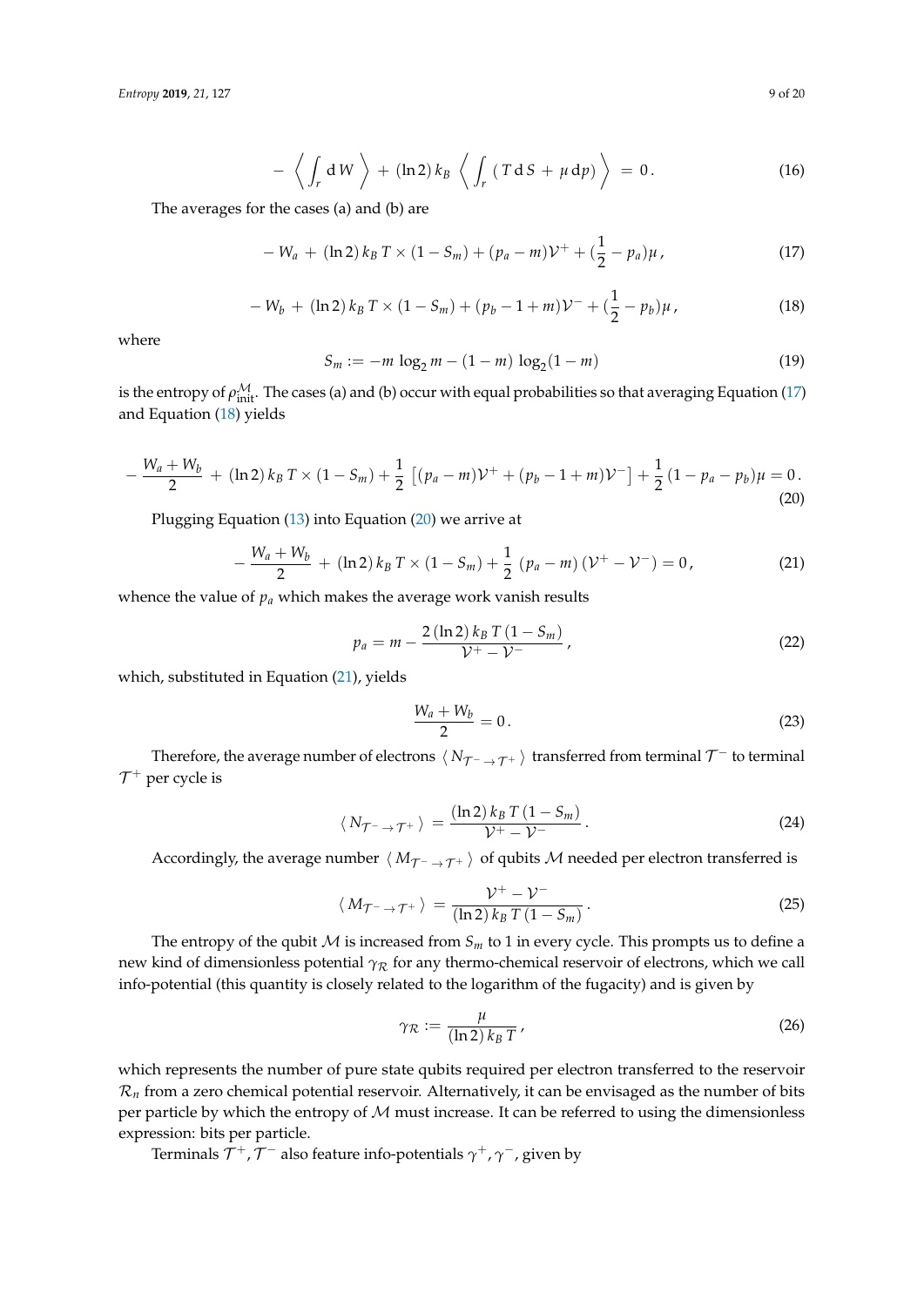$$- \left\langle \int_r \mathrm{d}\, W \right\rangle \,+\, (\ln 2)\, k_B \, \left\langle \int_r \left( \, T \, \mathrm{d}\, S \,+\, \mu \, \mathrm{d}p \right) \right\rangle \,=\, 0\,. \tag{16}$$

The averages for the cases (a) and (b) are

$$-\, W_a \,+\, (\ln 2)\, k_B \, T \times (1 - S_m) + (p_a - m)\mathcal{V}^+ + (\frac{1}{2} - p_a)\mu\,, \tag{17}$$

$$-\, W_b \,+\, (\ln 2)\, k_B \, T \times (1 - S_m) + (p_b - 1 + m)\mathcal{V}^- + (\frac{1}{2} - p_b)\mu\,, \tag{18}$$

where

$$S_m := -m \, \log_2 m - (1-m) \, \log_2 (1-m) \tag{19}$$

is the entropy of $\rho^{\mathcal{M}}_{\text{init}}$. The cases (a) and (b) occur with equal probabilities so that averaging Equation (17) and Equation (18) yields

$$-\, \frac{W_a + W_b}{2} \,+\, (\ln 2)\, k_B \, T \times (1 - S_m) + \frac{1}{2} \, \left[ (p_a - m)\mathcal{V}^+ + (p_b - 1 + m)\mathcal{V}^- \right] + \frac{1}{2}\,(1 - p_a - p_b)\mu = 0\,. \tag{20}$$

Plugging Equation (13) into Equation (20) we arrive at

$$-\, \frac{W_a + W_b}{2} \,+\, (\ln 2)\, k_B \, T \times (1 - S_m) + \frac{1}{2} \, (p_a - m) \, (\mathcal{V}^+ - \mathcal{V}^-) = 0\,, \tag{21}$$

whence the value of $p_a$ which makes the average work vanish results

$$p_a = m - \frac{2\,(\ln 2)\, k_B \, T \, (1 - S_m)}{\mathcal{V}^+ - \mathcal{V}^-}\,, \tag{22}$$

which, substituted in Equation (21), yields

$$\frac{W_a + W_b}{2} = 0\,. \tag{23}$$

Therefore, the average number of electrons $\langle\, N_{\mathcal{T}^- \to \mathcal{T}^+} \,\rangle$ transferred from terminal $\mathcal{T}^-$ to terminal $\mathcal{T}^+$ per cycle is

$$\langle\, N_{\mathcal{T}^- \to \mathcal{T}^+} \,\rangle \,=\, \frac{(\ln 2)\, k_B \, T \, (1 - S_m)}{\mathcal{V}^+ - \mathcal{V}^-}\,. \tag{24}$$

Accordingly, the average number $\langle\, M_{\mathcal{T}^- \to \mathcal{T}^+} \,\rangle$ of qubits $\mathcal{M}$ needed per electron transferred is

$$\langle\, M_{\mathcal{T}^- \to \mathcal{T}^+} \,\rangle \,=\, \frac{\mathcal{V}^+ - \mathcal{V}^-}{(\ln 2)\, k_B \, T \, (1 - S_m)}\,. \tag{25}$$

The entropy of the qubit $\mathcal{M}$ is increased from $S_m$ to 1 in every cycle. This prompts us to define a new kind of dimensionless potential $\gamma_{\mathcal{R}}$ for any thermo-chemical reservoir of electrons, which we call info-potential (this quantity is closely related to the logarithm of the fugacity) and is given by

$$\gamma_{\mathcal{R}} := \frac{\mu}{(\ln 2)\, k_B \, T}\,, \tag{26}$$

which represents the number of pure state qubits required per electron transferred to the reservoir $\mathcal{R}_n$ from a zero chemical potential reservoir. Alternatively, it can be envisaged as the number of bits per particle by which the entropy of $\mathcal{M}$ must increase. It can be referred to using the dimensionless expression: bits per particle.

Terminals $\mathcal{T}^+, \mathcal{T}^-$ also feature info-potentials $\gamma^+, \gamma^-$, given by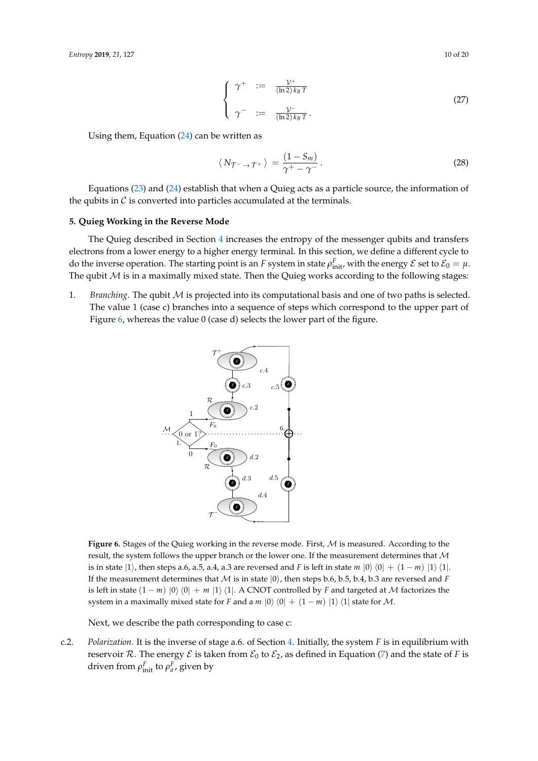$$
\begin{cases} \gamma^{+} & := \frac{\mathcal{V}^{+}}{(\ln 2)\, k_B\, T} \\ \gamma^{-} & := \frac{\mathcal{V}^{-}}{(\ln 2)\, k_B\, T}\,. \end{cases} \tag{27}
$$

Using them, Equation (24) can be written as

$$
\langle\, N_{\mathcal{T}^{-}\to\mathcal{T}^{+}}\,\rangle \;=\; \frac{(1-S_m)}{\gamma^{+}-\gamma^{-}}\,. \tag{28}
$$

Equations (23) and (24) establish that when a Quieg acts as a particle source, the information of the qubits in $\mathcal{C}$ is converted into particles accumulated at the terminals.

## 5. Quieg Working in the Reverse Mode

The Quieg described in Section 4 increases the entropy of the messenger qubits and transfers electrons from a lower energy to a higher energy terminal. In this section, we define a different cycle to do the inverse operation. The starting point is an $F$ system in state $\rho^{F}_{\text{init}}$, with the energy $\mathcal{E}$ set to $\mathcal{E}_0 = \mu$. The qubit $\mathcal{M}$ is in a maximally mixed state. Then the Quieg works according to the following stages:

1. *Branching*. The qubit $\mathcal{M}$ is projected into its computational basis and one of two paths is selected. The value 1 (case c) branches into a sequence of steps which correspond to the upper part of Figure 6, whereas the value 0 (case d) selects the lower part of the figure.

**Figure 6.** Stages of the Quieg working in the reverse mode. First, $\mathcal{M}$ is measured. According to the result, the system follows the upper branch or the lower one. If the measurement determines that $\mathcal{M}$ is in state $|1\rangle$, then steps a.6, a.5, a.4, a.3 are reversed and $F$ is left in state $m\;|0\rangle\,\langle 0| \,+\, (1-m)\;|1\rangle\,\langle 1|$. If the measurement determines that $\mathcal{M}$ is in state $|0\rangle$, then steps b.6, b.5, b.4, b.3 are reversed and $F$ is left in state $(1-m)\;|0\rangle\,\langle 0| \,+\, m\;|1\rangle\,\langle 1|$. A CNOT controlled by $F$ and targeted at $\mathcal{M}$ factorizes the system in a maximally mixed state for $F$ and a $m\;|0\rangle\,\langle 0| \,+\, (1-m)\;|1\rangle\,\langle 1|$ state for $\mathcal{M}$.

Next, we describe the path corresponding to case c:

c.2. *Polarization*. It is the inverse of stage a.6. of Section 4. Initially, the system $F$ is in equilibrium with reservoir $\mathcal{R}$. The energy $\mathcal{E}$ is taken from $\mathcal{E}_0$ to $\mathcal{E}_2$, as defined in Equation (7) and the state of $F$ is driven from $\rho^{F}_{\text{init}}$ to $\rho^{F}_{a}$, given by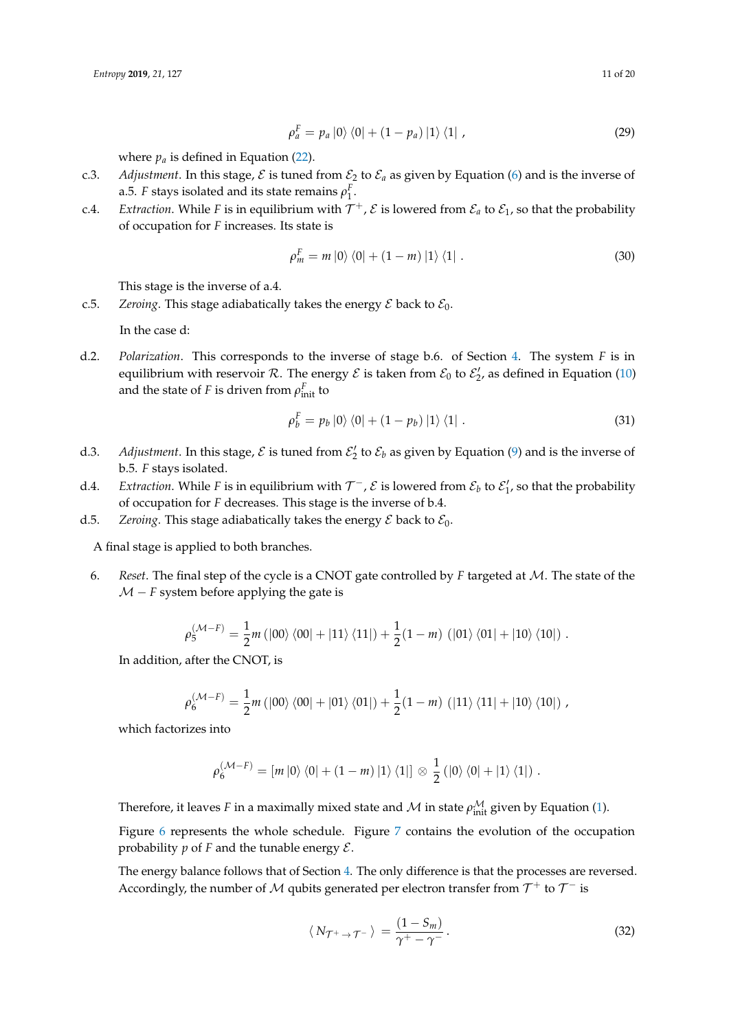$$\rho_a^F = p_a \left|0\right\rangle\left\langle 0\right| + (1 - p_a)\left|1\right\rangle\left\langle 1\right| \,, \tag{29}$$

where $p_a$ is defined in Equation (22).

c.3. *Adjustment*. In this stage, $\mathcal{E}$ is tuned from $\mathcal{E}_2$ to $\mathcal{E}_a$ as given by Equation (6) and is the inverse of a.5. $F$ stays isolated and its state remains $\rho_1^F$.

c.4. *Extraction*. While $F$ is in equilibrium with $\mathcal{T}^+$, $\mathcal{E}$ is lowered from $\mathcal{E}_a$ to $\mathcal{E}_1$, so that the probability of occupation for $F$ increases. Its state is

$$\rho_m^F = m \left|0\right\rangle\left\langle 0\right| + (1 - m)\left|1\right\rangle\left\langle 1\right| \,. \tag{30}$$

This stage is the inverse of a.4.

c.5. *Zeroing*. This stage adiabatically takes the energy $\mathcal{E}$ back to $\mathcal{E}_0$.

In the case d:

d.2. *Polarization*. This corresponds to the inverse of stage b.6. of Section 4. The system $F$ is in equilibrium with reservoir $\mathcal{R}$. The energy $\mathcal{E}$ is taken from $\mathcal{E}_0$ to $\mathcal{E}_2'$, as defined in Equation (10) and the state of $F$ is driven from $\rho_{\text{init}}^F$ to

$$\rho_b^F = p_b \left|0\right\rangle\left\langle 0\right| + (1 - p_b)\left|1\right\rangle\left\langle 1\right| \,. \tag{31}$$

d.3. *Adjustment*. In this stage, $\mathcal{E}$ is tuned from $\mathcal{E}_2'$ to $\mathcal{E}_b$ as given by Equation (9) and is the inverse of b.5. $F$ stays isolated.

d.4. *Extraction*. While $F$ is in equilibrium with $\mathcal{T}^-$, $\mathcal{E}$ is lowered from $\mathcal{E}_b$ to $\mathcal{E}_1'$, so that the probability of occupation for $F$ decreases. This stage is the inverse of b.4.

d.5. *Zeroing*. This stage adiabatically takes the energy $\mathcal{E}$ back to $\mathcal{E}_0$.

A final stage is applied to both branches.

6. *Reset*. The final step of the cycle is a CNOT gate controlled by $F$ targeted at $\mathcal{M}$. The state of the $\mathcal{M} - F$ system before applying the gate is

$$\rho_5^{(\mathcal{M}-F)} = \frac{1}{2} m \left(\left|00\right\rangle\left\langle 00\right| + \left|11\right\rangle\left\langle 11\right|\right) + \frac{1}{2}(1 - m)\, \left(\left|01\right\rangle\left\langle 01\right| + \left|10\right\rangle\left\langle 10\right|\right) \,.$$

In addition, after the CNOT, is

$$\rho_6^{(\mathcal{M}-F)} = \frac{1}{2} m \left(\left|00\right\rangle\left\langle 00\right| + \left|01\right\rangle\left\langle 01\right|\right) + \frac{1}{2}(1 - m)\, \left(\left|11\right\rangle\left\langle 11\right| + \left|10\right\rangle\left\langle 10\right|\right) \,,$$

which factorizes into

$$\rho_6^{(\mathcal{M}-F)} = \left[m \left|0\right\rangle\left\langle 0\right| + (1 - m)\left|1\right\rangle\left\langle 1\right|\right] \otimes \frac{1}{2}\left(\left|0\right\rangle\left\langle 0\right| + \left|1\right\rangle\left\langle 1\right|\right) \,.$$

Therefore, it leaves $F$ in a maximally mixed state and $\mathcal{M}$ in state $\rho_{\text{init}}^{\mathcal{M}}$ given by Equation (1).

Figure 6 represents the whole schedule. Figure 7 contains the evolution of the occupation probability $p$ of $F$ and the tunable energy $\mathcal{E}$.

The energy balance follows that of Section 4. The only difference is that the processes are reversed. Accordingly, the number of $\mathcal{M}$ qubits generated per electron transfer from $\mathcal{T}^+$ to $\mathcal{T}^-$ is

$$\langle\, N_{\mathcal{T}^+ \to \mathcal{T}^-} \,\rangle \,=\, \frac{(1 - S_m)}{\gamma^+ - \gamma^-} \,. \tag{32}$$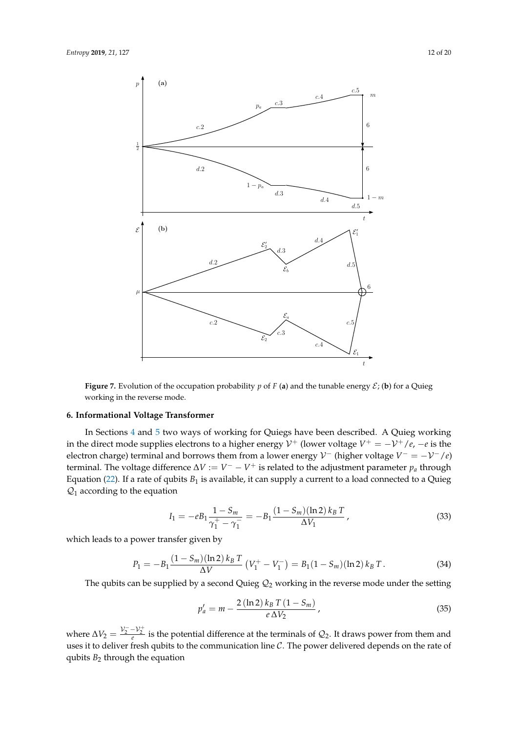**Figure 7.** Evolution of the occupation probability $p$ of $F$ (**a**) and the tunable energy $\mathcal{E}$; (**b**) for a Quieg working in the reverse mode.

## 6. Informational Voltage Transformer

In Sections 4 and 5 two ways of working for Quiegs have been described. A Quieg working in the direct mode supplies electrons to a higher energy $\mathcal{V}^+$ (lower voltage $V^+ = -\mathcal{V}^+/e$, $-e$ is the electron charge) terminal and borrows them from a lower energy $\mathcal{V}^-$ (higher voltage $V^- = -\mathcal{V}^-/e$) terminal. The voltage difference $\Delta V := V^- - V^+$ is related to the adjustment parameter $p_a$ through Equation (22). If a rate of qubits $B_1$ is available, it can supply a current to a load connected to a Quieg $\mathcal{Q}_1$ according to the equation

$$I_1 = -eB_1 \frac{1 - S_m}{\gamma_1^+ - \gamma_1^-} = -B_1 \frac{(1 - S_m)(\ln 2)\, k_B\, T}{\Delta V_1}\,, \tag{33}$$

which leads to a power transfer given by

$$P_1 = -B_1 \frac{(1 - S_m)(\ln 2)\, k_B\, T}{\Delta V} \left(V_1^+ - V_1^-\right) = B_1 (1 - S_m)(\ln 2)\, k_B\, T\,. \tag{34}$$

The qubits can be supplied by a second Quieg $\mathcal{Q}_2$ working in the reverse mode under the setting

$$p_a' = m - \frac{2\,(\ln 2)\, k_B\, T\,(1 - S_m)}{e\,\Delta V_2}\,, \tag{35}$$

where $\Delta V_2 = \frac{\mathcal{V}_2^- - \mathcal{V}_2^+}{e}$ is the potential difference at the terminals of $\mathcal{Q}_2$. It draws power from them and uses it to deliver fresh qubits to the communication line $\mathcal{C}$. The power delivered depends on the rate of qubits $B_2$ through the equation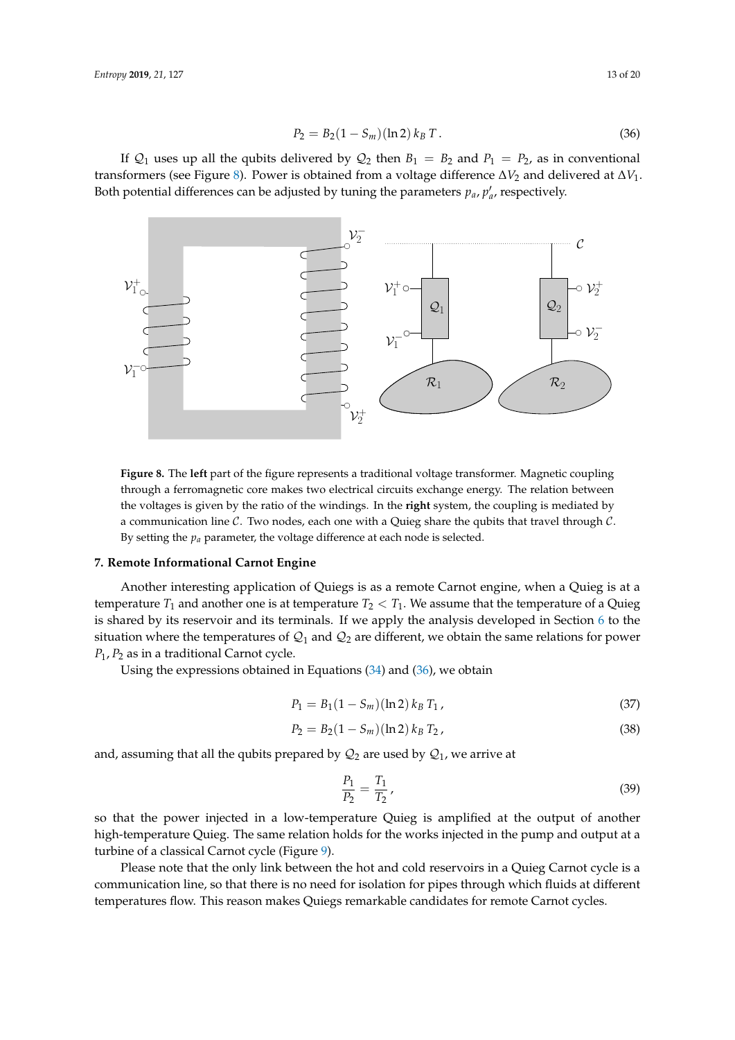$$P_2 = B_2(1 - S_m)(\ln 2)\, k_B\, T\,. \tag{36}$$

If $\mathcal{Q}_1$ uses up all the qubits delivered by $\mathcal{Q}_2$ then $B_1 = B_2$ and $P_1 = P_2$, as in conventional transformers (see Figure 8). Power is obtained from a voltage difference $\Delta V_2$ and delivered at $\Delta V_1$. Both potential differences can be adjusted by tuning the parameters $p_a$, $p'_a$, respectively.

**Figure 8.** The **left** part of the figure represents a traditional voltage transformer. Magnetic coupling through a ferromagnetic core makes two electrical circuits exchange energy. The relation between the voltages is given by the ratio of the windings. In the **right** system, the coupling is mediated by a communication line $\mathcal{C}$. Two nodes, each one with a Quieg share the qubits that travel through $\mathcal{C}$. By setting the $p_a$ parameter, the voltage difference at each node is selected.

## 7. Remote Informational Carnot Engine

Another interesting application of Quiegs is as a remote Carnot engine, when a Quieg is at a temperature $T_1$ and another one is at temperature $T_2 < T_1$. We assume that the temperature of a Quieg is shared by its reservoir and its terminals. If we apply the analysis developed in Section 6 to the situation where the temperatures of $\mathcal{Q}_1$ and $\mathcal{Q}_2$ are different, we obtain the same relations for power $P_1, P_2$ as in a traditional Carnot cycle.

Using the expressions obtained in Equations (34) and (36), we obtain

$$P_1 = B_1(1 - S_m)(\ln 2)\, k_B\, T_1\,, \tag{37}$$

$$P_2 = B_2(1 - S_m)(\ln 2)\, k_B\, T_2\,, \tag{38}$$

and, assuming that all the qubits prepared by $\mathcal{Q}_2$ are used by $\mathcal{Q}_1$, we arrive at

$$\frac{P_1}{P_2} = \frac{T_1}{T_2}\,, \tag{39}$$

so that the power injected in a low-temperature Quieg is amplified at the output of another high-temperature Quieg. The same relation holds for the works injected in the pump and output at a turbine of a classical Carnot cycle (Figure 9).

Please note that the only link between the hot and cold reservoirs in a Quieg Carnot cycle is a communication line, so that there is no need for isolation for pipes through which fluids at different temperatures flow. This reason makes Quiegs remarkable candidates for remote Carnot cycles.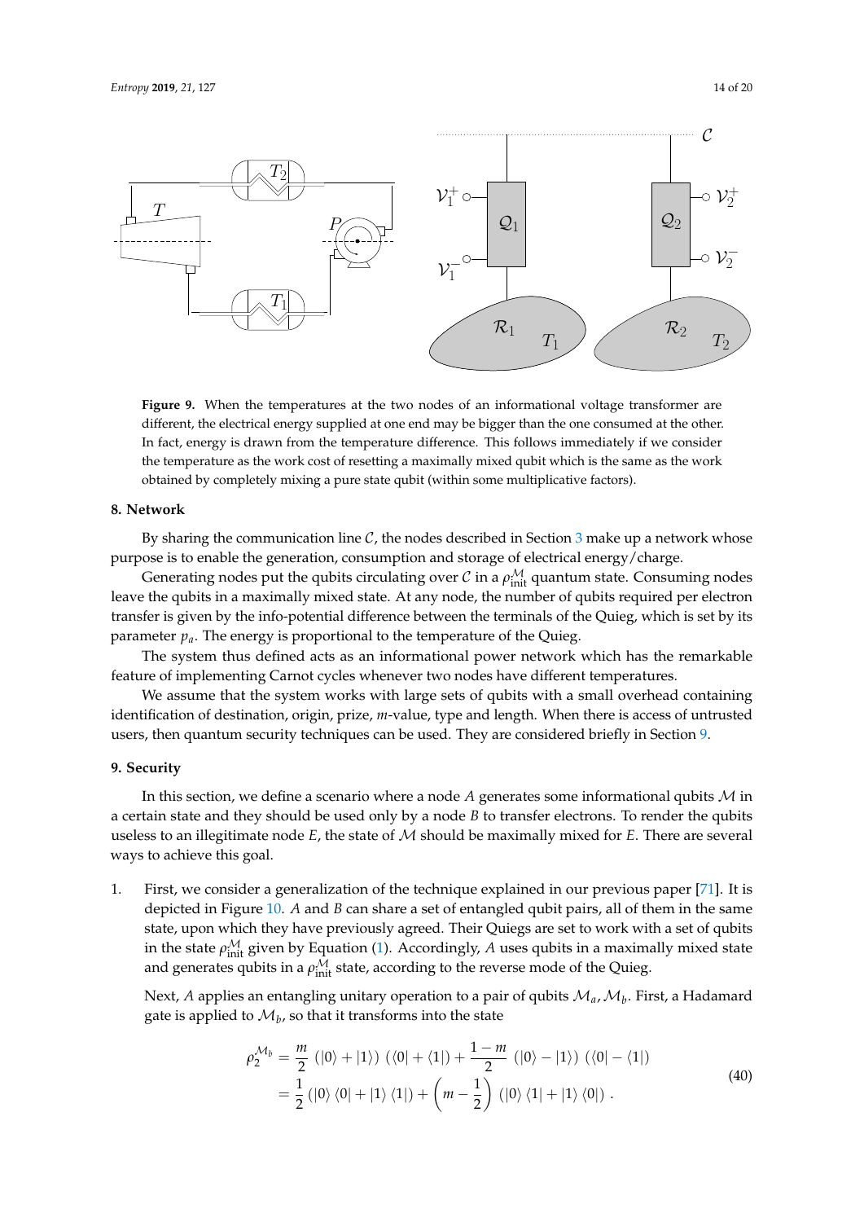**Figure 9.** When the temperatures at the two nodes of an informational voltage transformer are different, the electrical energy supplied at one end may be bigger than the one consumed at the other. In fact, energy is drawn from the temperature difference. This follows immediately if we consider the temperature as the work cost of resetting a maximally mixed qubit which is the same as the work obtained by completely mixing a pure state qubit (within some multiplicative factors).

## 8. Network

By sharing the communication line $\mathcal{C}$, the nodes described in Section 3 make up a network whose purpose is to enable the generation, consumption and storage of electrical energy/charge.

Generating nodes put the qubits circulating over $\mathcal{C}$ in a $\rho_{\text{init}}^{\mathcal{M}}$ quantum state. Consuming nodes leave the qubits in a maximally mixed state. At any node, the number of qubits required per electron transfer is given by the info-potential difference between the terminals of the Quieg, which is set by its parameter $p_a$. The energy is proportional to the temperature of the Quieg.

The system thus defined acts as an informational power network which has the remarkable feature of implementing Carnot cycles whenever two nodes have different temperatures.

We assume that the system works with large sets of qubits with a small overhead containing identification of destination, origin, prize, $m$-value, type and length. When there is access of untrusted users, then quantum security techniques can be used. They are considered briefly in Section 9.

## 9. Security

In this section, we define a scenario where a node $A$ generates some informational qubits $\mathcal{M}$ in a certain state and they should be used only by a node $B$ to transfer electrons. To render the qubits useless to an illegitimate node $E$, the state of $\mathcal{M}$ should be maximally mixed for $E$. There are several ways to achieve this goal.

1. First, we consider a generalization of the technique explained in our previous paper [71]. It is depicted in Figure 10. $A$ and $B$ can share a set of entangled qubit pairs, all of them in the same state, upon which they have previously agreed. Their Quiegs are set to work with a set of qubits in the state $\rho_{\text{init}}^{\mathcal{M}}$ given by Equation (1). Accordingly, $A$ uses qubits in a maximally mixed state and generates qubits in a $\rho_{\text{init}}^{\mathcal{M}}$ state, according to the reverse mode of the Quieg.

   Next, $A$ applies an entangling unitary operation to a pair of qubits $\mathcal{M}_a, \mathcal{M}_b$. First, a Hadamard gate is applied to $\mathcal{M}_b$, so that it transforms into the state

$$
\begin{aligned}
\rho_2^{\mathcal{M}_b} &= \frac{m}{2}\left(|0\rangle + |1\rangle\right)\left(\langle 0| + \langle 1|\right) + \frac{1-m}{2}\left(|0\rangle - |1\rangle\right)\left(\langle 0| - \langle 1|\right) \\
&= \frac{1}{2}\left(|0\rangle\langle 0| + |1\rangle\langle 1|\right) + \left(m - \frac{1}{2}\right)\left(|0\rangle\langle 1| + |1\rangle\langle 0|\right) .
\end{aligned}
\tag{40}
$$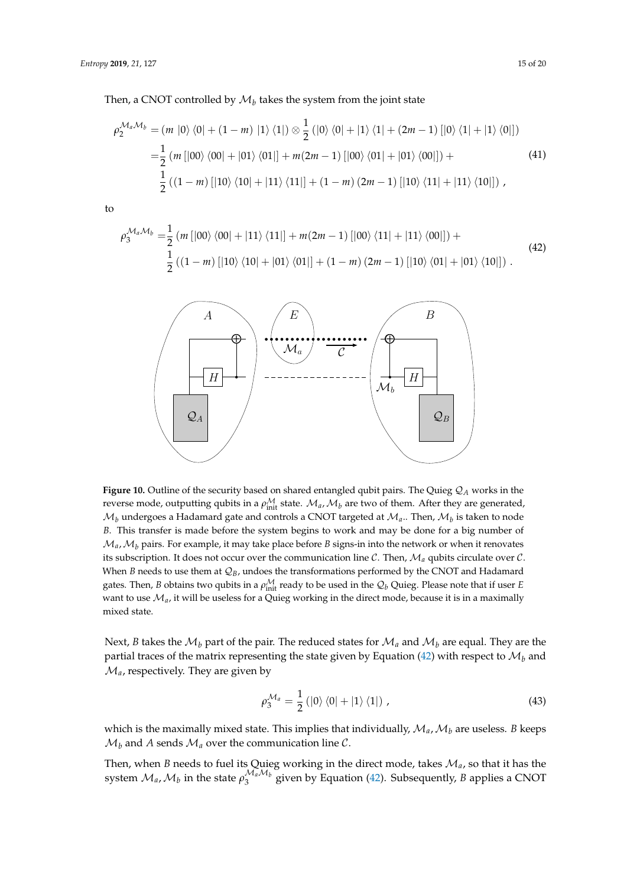Then, a CNOT controlled by $\mathcal{M}_b$ takes the system from the joint state

$$
\begin{aligned}
\rho_2^{\mathcal{M}_a\mathcal{M}_b} &= \left(m\,|0\rangle\langle 0| + (1-m)\,|1\rangle\langle 1|\right) \otimes \frac{1}{2}\left(|0\rangle\langle 0| + |1\rangle\langle 1| + (2m-1)\left[|0\rangle\langle 1| + |1\rangle\langle 0|\right]\right) \\
&= \frac{1}{2}\left(m\left[|00\rangle\langle 00| + |01\rangle\langle 01|\right] + m(2m-1)\left[|00\rangle\langle 01| + |01\rangle\langle 00|\right]\right) + \\
&\quad \frac{1}{2}\left((1-m)\left[|10\rangle\langle 10| + |11\rangle\langle 11|\right] + (1-m)\,(2m-1)\left[|10\rangle\langle 11| + |11\rangle\langle 10|\right]\right),
\end{aligned} \tag{41}
$$

to

$$
\begin{aligned}
\rho_3^{\mathcal{M}_a\mathcal{M}_b} =& \frac{1}{2}\left(m\left[|00\rangle\langle 00| + |11\rangle\langle 11|\right] + m(2m-1)\left[|00\rangle\langle 11| + |11\rangle\langle 00|\right]\right) + \\
& \frac{1}{2}\left((1-m)\left[|10\rangle\langle 10| + |01\rangle\langle 01|\right] + (1-m)\,(2m-1)\left[|10\rangle\langle 01| + |01\rangle\langle 10|\right]\right).
\end{aligned} \tag{42}
$$

**Figure 10.** Outline of the security based on shared entangled qubit pairs. The Quieg $\mathcal{Q}_A$ works in the reverse mode, outputting qubits in a $\rho_{\text{init}}^{\mathcal{M}}$ state. $\mathcal{M}_a, \mathcal{M}_b$ are two of them. After they are generated, $\mathcal{M}_b$ undergoes a Hadamard gate and controls a CNOT targeted at $\mathcal{M}_a$.. Then, $\mathcal{M}_b$ is taken to node $B$. This transfer is made before the system begins to work and may be done for a big number of $\mathcal{M}_a, \mathcal{M}_b$ pairs. For example, it may take place before $B$ signs-in into the network or when it renovates its subscription. It does not occur over the communication line $\mathcal{C}$. Then, $\mathcal{M}_a$ qubits circulate over $\mathcal{C}$. When $B$ needs to use them at $\mathcal{Q}_B$, undoes the transformations performed by the CNOT and Hadamard gates. Then, $B$ obtains two qubits in a $\rho_{\text{init}}^{\mathcal{M}}$ ready to be used in the $\mathcal{Q}_b$ Quieg. Please note that if user $E$ want to use $\mathcal{M}_a$, it will be useless for a Quieg working in the direct mode, because it is in a maximally mixed state.

Next, $B$ takes the $\mathcal{M}_b$ part of the pair. The reduced states for $\mathcal{M}_a$ and $\mathcal{M}_b$ are equal. They are the partial traces of the matrix representing the state given by Equation (42) with respect to $\mathcal{M}_b$ and $\mathcal{M}_a$, respectively. They are given by

$$
\rho_3^{\mathcal{M}_a} = \frac{1}{2}\left(|0\rangle\langle 0| + |1\rangle\langle 1|\right), \tag{43}
$$

which is the maximally mixed state. This implies that individually, $\mathcal{M}_a, \mathcal{M}_b$ are useless. $B$ keeps $\mathcal{M}_b$ and $A$ sends $\mathcal{M}_a$ over the communication line $\mathcal{C}$.

Then, when $B$ needs to fuel its Quieg working in the direct mode, takes $\mathcal{M}_a$, so that it has the system $\mathcal{M}_a, \mathcal{M}_b$ in the state $\rho_3^{\mathcal{M}_a\mathcal{M}_b}$ given by Equation (42). Subsequently, $B$ applies a CNOT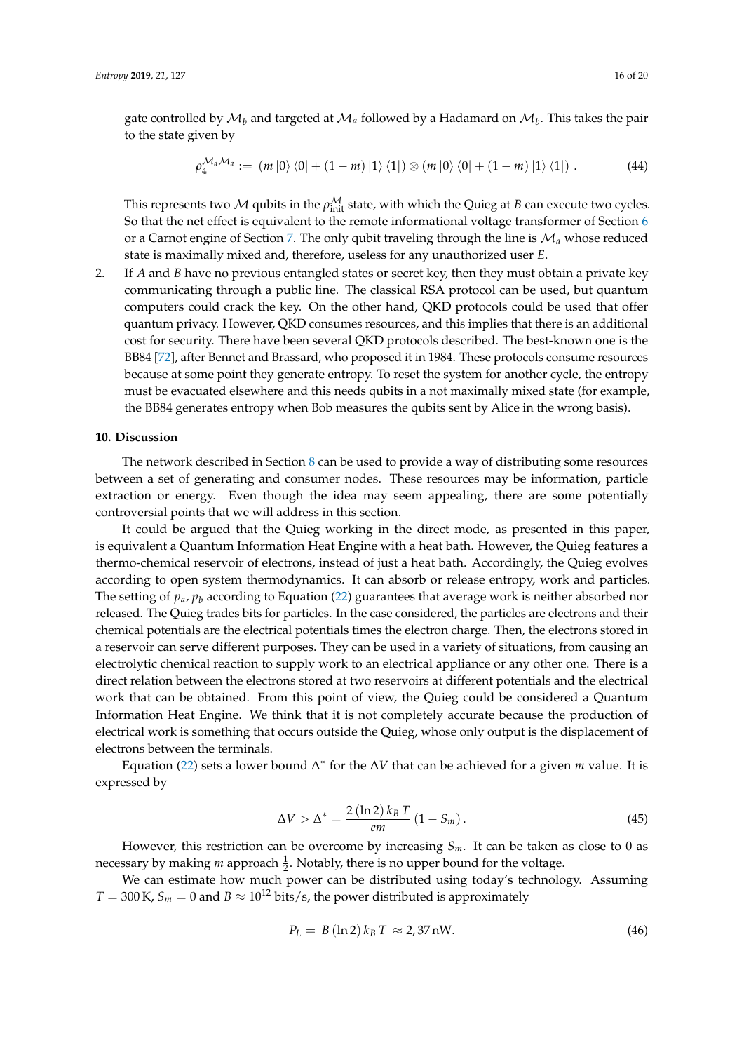gate controlled by $\mathcal{M}_b$ and targeted at $\mathcal{M}_a$ followed by a Hadamard on $\mathcal{M}_b$. This takes the pair to the state given by

$$\rho_4^{\mathcal{M}_a \mathcal{M}_a} := (m\,|0\rangle\,\langle 0| + (1-m)\,|1\rangle\,\langle 1|) \otimes (m\,|0\rangle\,\langle 0| + (1-m)\,|1\rangle\,\langle 1|) \,. \tag{44}$$

This represents two $\mathcal{M}$ qubits in the $\rho_{\text{init}}^{\mathcal{M}}$ state, with which the Quieg at $B$ can execute two cycles. So that the net effect is equivalent to the remote informational voltage transformer of Section 6 or a Carnot engine of Section 7. The only qubit traveling through the line is $\mathcal{M}_a$ whose reduced state is maximally mixed and, therefore, useless for any unauthorized user $E$.

2. If $A$ and $B$ have no previous entangled states or secret key, then they must obtain a private key communicating through a public line. The classical RSA protocol can be used, but quantum computers could crack the key. On the other hand, QKD protocols could be used that offer quantum privacy. However, QKD consumes resources, and this implies that there is an additional cost for security. There have been several QKD protocols described. The best-known one is the BB84 [72], after Bennet and Brassard, who proposed it in 1984. These protocols consume resources because at some point they generate entropy. To reset the system for another cycle, the entropy must be evacuated elsewhere and this needs qubits in a not maximally mixed state (for example, the BB84 generates entropy when Bob measures the qubits sent by Alice in the wrong basis).

## 10. Discussion

The network described in Section 8 can be used to provide a way of distributing some resources between a set of generating and consumer nodes. These resources may be information, particle extraction or energy. Even though the idea may seem appealing, there are some potentially controversial points that we will address in this section.

It could be argued that the Quieg working in the direct mode, as presented in this paper, is equivalent a Quantum Information Heat Engine with a heat bath. However, the Quieg features a thermo-chemical reservoir of electrons, instead of just a heat bath. Accordingly, the Quieg evolves according to open system thermodynamics. It can absorb or release entropy, work and particles. The setting of $p_a$, $p_b$ according to Equation (22) guarantees that average work is neither absorbed nor released. The Quieg trades bits for particles. In the case considered, the particles are electrons and their chemical potentials are the electrical potentials times the electron charge. Then, the electrons stored in a reservoir can serve different purposes. They can be used in a variety of situations, from causing an electrolytic chemical reaction to supply work to an electrical appliance or any other one. There is a direct relation between the electrons stored at two reservoirs at different potentials and the electrical work that can be obtained. From this point of view, the Quieg could be considered a Quantum Information Heat Engine. We think that it is not completely accurate because the production of electrical work is something that occurs outside the Quieg, whose only output is the displacement of electrons between the terminals.

Equation (22) sets a lower bound $\Delta^*$ for the $\Delta V$ that can be achieved for a given $m$ value. It is expressed by

$$\Delta V > \Delta^* = \frac{2\,(\ln 2)\,k_B\,T}{em}\,(1 - S_m)\,. \tag{45}$$

However, this restriction can be overcome by increasing $S_m$. It can be taken as close to 0 as necessary by making $m$ approach $\frac{1}{2}$. Notably, there is no upper bound for the voltage.

We can estimate how much power can be distributed using today's technology. Assuming $T = 300\,\text{K}$, $S_m = 0$ and $B \approx 10^{12}$ bits/s, the power distributed is approximately

$$P_L = B\,(\ln 2)\,k_B\,T \approx 2{,}37\,\text{nW}. \tag{46}$$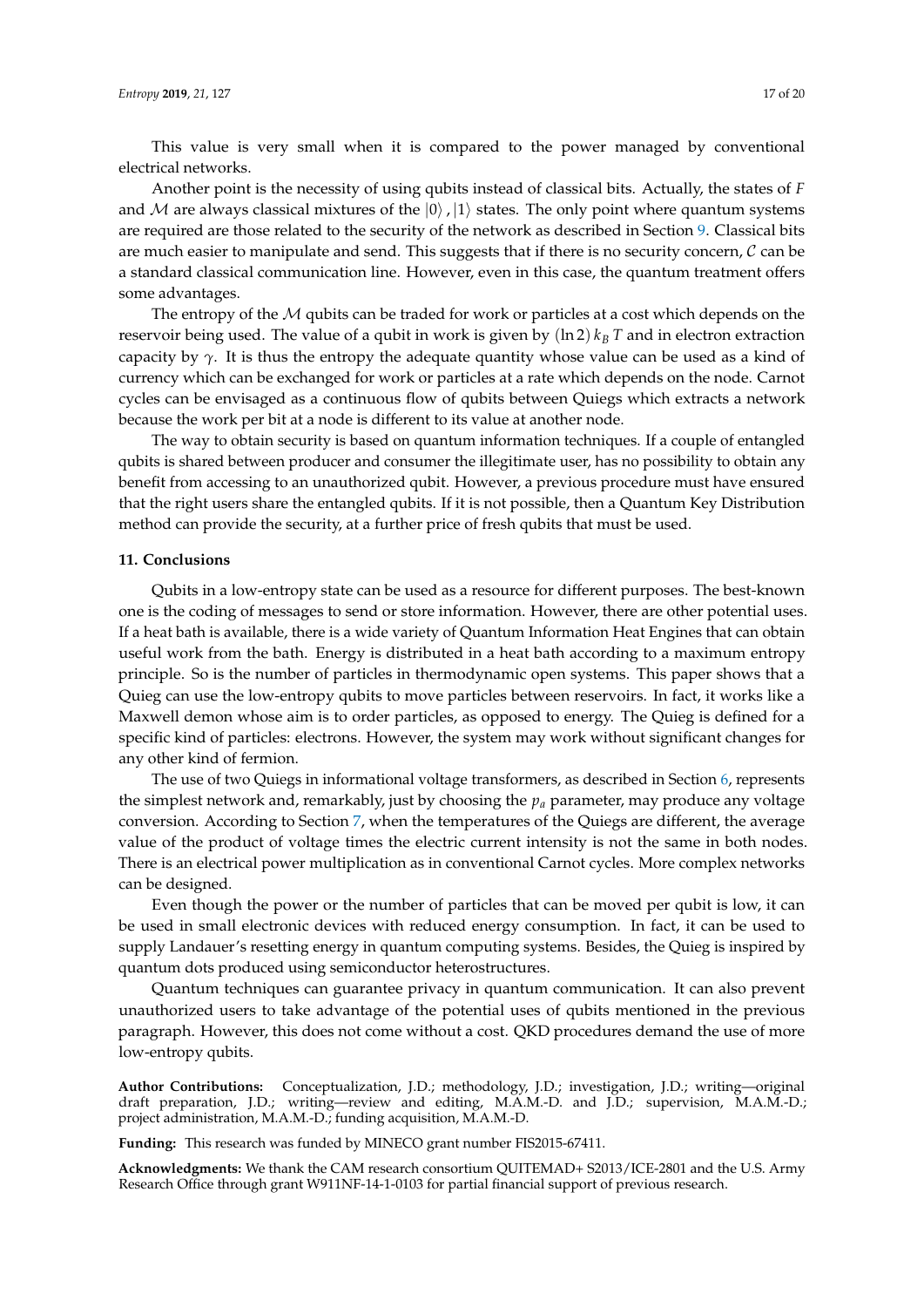This value is very small when it is compared to the power managed by conventional electrical networks.

Another point is the necessity of using qubits instead of classical bits. Actually, the states of $F$ and $\mathcal{M}$ are always classical mixtures of the $|0\rangle, |1\rangle$ states. The only point where quantum systems are required are those related to the security of the network as described in Section 9. Classical bits are much easier to manipulate and send. This suggests that if there is no security concern, $\mathcal{C}$ can be a standard classical communication line. However, even in this case, the quantum treatment offers some advantages.

The entropy of the $\mathcal{M}$ qubits can be traded for work or particles at a cost which depends on the reservoir being used. The value of a qubit in work is given by $(\ln 2)\, k_B\, T$ and in electron extraction capacity by $\gamma$. It is thus the entropy the adequate quantity whose value can be used as a kind of currency which can be exchanged for work or particles at a rate which depends on the node. Carnot cycles can be envisaged as a continuous flow of qubits between Quiegs which extracts a network because the work per bit at a node is different to its value at another node.

The way to obtain security is based on quantum information techniques. If a couple of entangled qubits is shared between producer and consumer the illegitimate user, has no possibility to obtain any benefit from accessing to an unauthorized qubit. However, a previous procedure must have ensured that the right users share the entangled qubits. If it is not possible, then a Quantum Key Distribution method can provide the security, at a further price of fresh qubits that must be used.

## 11. Conclusions

Qubits in a low-entropy state can be used as a resource for different purposes. The best-known one is the coding of messages to send or store information. However, there are other potential uses. If a heat bath is available, there is a wide variety of Quantum Information Heat Engines that can obtain useful work from the bath. Energy is distributed in a heat bath according to a maximum entropy principle. So is the number of particles in thermodynamic open systems. This paper shows that a Quieg can use the low-entropy qubits to move particles between reservoirs. In fact, it works like a Maxwell demon whose aim is to order particles, as opposed to energy. The Quieg is defined for a specific kind of particles: electrons. However, the system may work without significant changes for any other kind of fermion.

The use of two Quiegs in informational voltage transformers, as described in Section 6, represents the simplest network and, remarkably, just by choosing the $p_a$ parameter, may produce any voltage conversion. According to Section 7, when the temperatures of the Quiegs are different, the average value of the product of voltage times the electric current intensity is not the same in both nodes. There is an electrical power multiplication as in conventional Carnot cycles. More complex networks can be designed.

Even though the power or the number of particles that can be moved per qubit is low, it can be used in small electronic devices with reduced energy consumption. In fact, it can be used to supply Landauer's resetting energy in quantum computing systems. Besides, the Quieg is inspired by quantum dots produced using semiconductor heterostructures.

Quantum techniques can guarantee privacy in quantum communication. It can also prevent unauthorized users to take advantage of the potential uses of qubits mentioned in the previous paragraph. However, this does not come without a cost. QKD procedures demand the use of more low-entropy qubits.

**Author Contributions:** Conceptualization, J.D.; methodology, J.D.; investigation, J.D.; writing—original draft preparation, J.D.; writing—review and editing, M.A.M.-D. and J.D.; supervision, M.A.M.-D.; project administration, M.A.M.-D.; funding acquisition, M.A.M.-D.

**Funding:** This research was funded by MINECO grant number FIS2015-67411.

**Acknowledgments:** We thank the CAM research consortium QUITEMAD+ S2013/ICE-2801 and the U.S. Army Research Office through grant W911NF-14-1-0103 for partial financial support of previous research.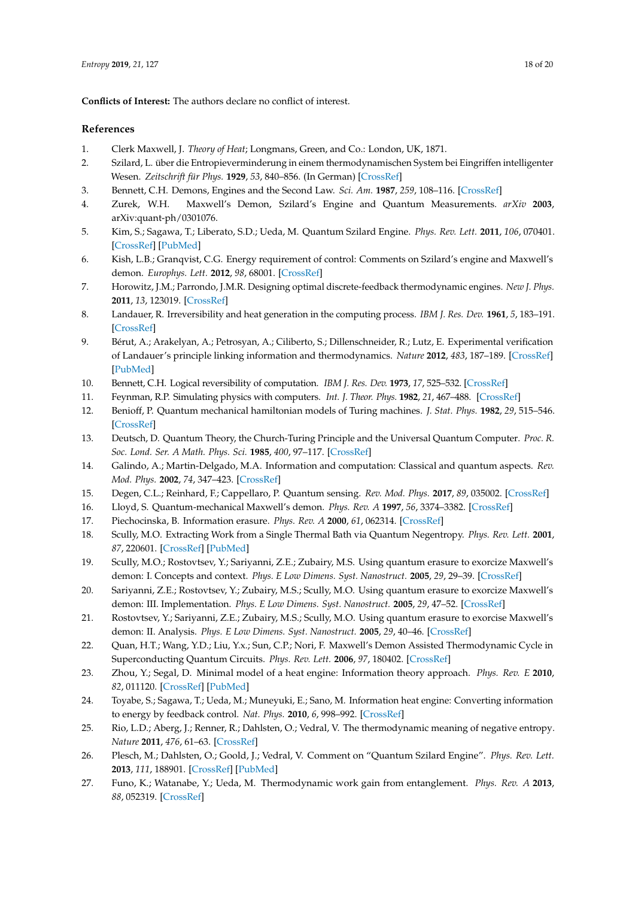**Conflicts of Interest:** The authors declare no conflict of interest.

## References

1. Clerk Maxwell, J. *Theory of Heat*; Longmans, Green, and Co.: London, UK, 1871.
2. Szilard, L. über die Entropieverminderung in einem thermodynamischen System bei Eingriffen intelligenter Wesen. *Zeitschrift für Phys.* **1929**, *53*, 840–856. (In German) [CrossRef]
3. Bennett, C.H. Demons, Engines and the Second Law. *Sci. Am.* **1987**, *259*, 108–116. [CrossRef]
4. Zurek, W.H. Maxwell's Demon, Szilard's Engine and Quantum Measurements. *arXiv* **2003**, arXiv:quant-ph/0301076.
5. Kim, S.; Sagawa, T.; Liberato, S.D.; Ueda, M. Quantum Szilard Engine. *Phys. Rev. Lett.* **2011**, *106*, 070401. [CrossRef] [PubMed]
6. Kish, L.B.; Granqvist, C.G. Energy requirement of control: Comments on Szilard's engine and Maxwell's demon. *Europhys. Lett.* **2012**, *98*, 68001. [CrossRef]
7. Horowitz, J.M.; Parrondo, J.M.R. Designing optimal discrete-feedback thermodynamic engines. *New J. Phys.* **2011**, *13*, 123019. [CrossRef]
8. Landauer, R. Irreversibility and heat generation in the computing process. *IBM J. Res. Dev.* **1961**, *5*, 183–191. [CrossRef]
9. Bérut, A.; Arakelyan, A.; Petrosyan, A.; Ciliberto, S.; Dillenschneider, R.; Lutz, E. Experimental verification of Landauer's principle linking information and thermodynamics. *Nature* **2012**, *483*, 187–189. [CrossRef] [PubMed]
10. Bennett, C.H. Logical reversibility of computation. *IBM J. Res. Dev.* **1973**, *17*, 525–532. [CrossRef]
11. Feynman, R.P. Simulating physics with computers. *Int. J. Theor. Phys.* **1982**, *21*, 467–488. [CrossRef]
12. Benioff, P. Quantum mechanical hamiltonian models of Turing machines. *J. Stat. Phys.* **1982**, *29*, 515–546. [CrossRef]
13. Deutsch, D. Quantum Theory, the Church-Turing Principle and the Universal Quantum Computer. *Proc. R. Soc. Lond. Ser. A Math. Phys. Sci.* **1985**, *400*, 97–117. [CrossRef]
14. Galindo, A.; Martin-Delgado, M.A. Information and computation: Classical and quantum aspects. *Rev. Mod. Phys.* **2002**, *74*, 347–423. [CrossRef]
15. Degen, C.L.; Reinhard, F.; Cappellaro, P. Quantum sensing. *Rev. Mod. Phys.* **2017**, *89*, 035002. [CrossRef]
16. Lloyd, S. Quantum-mechanical Maxwell's demon. *Phys. Rev. A* **1997**, *56*, 3374–3382. [CrossRef]
17. Piechocinska, B. Information erasure. *Phys. Rev. A* **2000**, *61*, 062314. [CrossRef]
18. Scully, M.O. Extracting Work from a Single Thermal Bath via Quantum Negentropy. *Phys. Rev. Lett.* **2001**, *87*, 220601. [CrossRef] [PubMed]
19. Scully, M.O.; Rostovtsev, Y.; Sariyanni, Z.E.; Zubairy, M.S. Using quantum erasure to exorcize Maxwell's demon: I. Concepts and context. *Phys. E Low Dimens. Syst. Nanostruct.* **2005**, *29*, 29–39. [CrossRef]
20. Sariyanni, Z.E.; Rostovtsev, Y.; Zubairy, M.S.; Scully, M.O. Using quantum erasure to exorcize Maxwell's demon: III. Implementation. *Phys. E Low Dimens. Syst. Nanostruct.* **2005**, *29*, 47–52. [CrossRef]
21. Rostovtsev, Y.; Sariyanni, Z.E.; Zubairy, M.S.; Scully, M.O. Using quantum erasure to exorcise Maxwell's demon: II. Analysis. *Phys. E Low Dimens. Syst. Nanostruct.* **2005**, *29*, 40–46. [CrossRef]
22. Quan, H.T.; Wang, Y.D.; Liu, Y.x.; Sun, C.P.; Nori, F. Maxwell's Demon Assisted Thermodynamic Cycle in Superconducting Quantum Circuits. *Phys. Rev. Lett.* **2006**, *97*, 180402. [CrossRef]
23. Zhou, Y.; Segal, D. Minimal model of a heat engine: Information theory approach. *Phys. Rev. E* **2010**, *82*, 011120. [CrossRef] [PubMed]
24. Toyabe, S.; Sagawa, T.; Ueda, M.; Muneyuki, E.; Sano, M. Information heat engine: Converting information to energy by feedback control. *Nat. Phys.* **2010**, *6*, 998–992. [CrossRef]
25. Rio, L.D.; Aberg, J.; Renner, R.; Dahlsten, O.; Vedral, V. The thermodynamic meaning of negative entropy. *Nature* **2011**, *476*, 61–63. [CrossRef]
26. Plesch, M.; Dahlsten, O.; Goold, J.; Vedral, V. Comment on "Quantum Szilard Engine". *Phys. Rev. Lett.* **2013**, *111*, 188901. [CrossRef] [PubMed]
27. Funo, K.; Watanabe, Y.; Ueda, M. Thermodynamic work gain from entanglement. *Phys. Rev. A* **2013**, *88*, 052319. [CrossRef]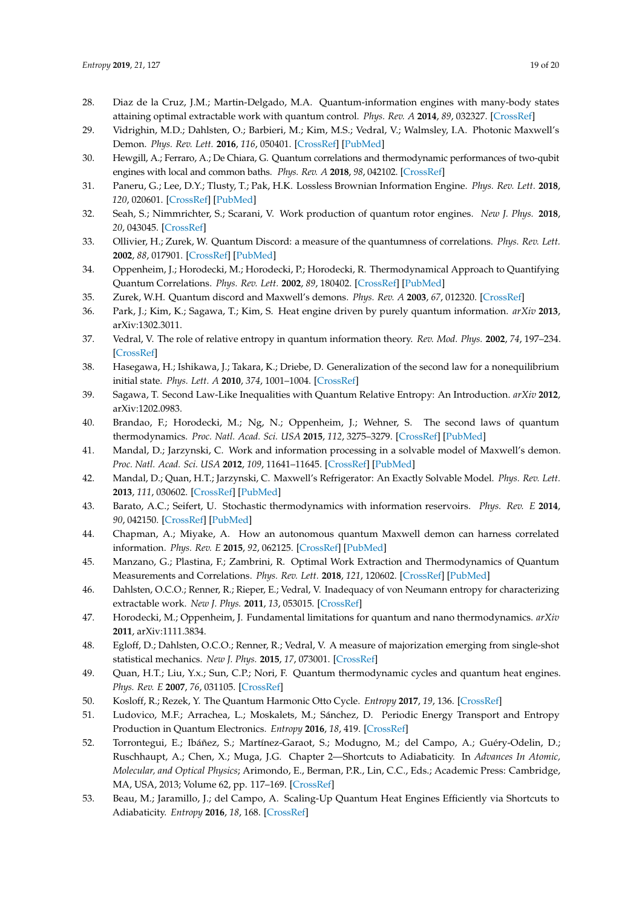28. Diaz de la Cruz, J.M.; Martin-Delgado, M.A. Quantum-information engines with many-body states attaining optimal extractable work with quantum control. *Phys. Rev. A* **2014**, *89*, 032327. [CrossRef]
29. Vidrighin, M.D.; Dahlsten, O.; Barbieri, M.; Kim, M.S.; Vedral, V.; Walmsley, I.A. Photonic Maxwell's Demon. *Phys. Rev. Lett.* **2016**, *116*, 050401. [CrossRef] [PubMed]
30. Hewgill, A.; Ferraro, A.; De Chiara, G. Quantum correlations and thermodynamic performances of two-qubit engines with local and common baths. *Phys. Rev. A* **2018**, *98*, 042102. [CrossRef]
31. Paneru, G.; Lee, D.Y.; Tlusty, T.; Pak, H.K. Lossless Brownian Information Engine. *Phys. Rev. Lett.* **2018**, *120*, 020601. [CrossRef] [PubMed]
32. Seah, S.; Nimmrichter, S.; Scarani, V. Work production of quantum rotor engines. *New J. Phys.* **2018**, *20*, 043045. [CrossRef]
33. Ollivier, H.; Zurek, W. Quantum Discord: a measure of the quantumness of correlations. *Phys. Rev. Lett.* **2002**, *88*, 017901. [CrossRef] [PubMed]
34. Oppenheim, J.; Horodecki, M.; Horodecki, P.; Horodecki, R. Thermodynamical Approach to Quantifying Quantum Correlations. *Phys. Rev. Lett.* **2002**, *89*, 180402. [CrossRef] [PubMed]
35. Zurek, W.H. Quantum discord and Maxwell's demons. *Phys. Rev. A* **2003**, *67*, 012320. [CrossRef]
36. Park, J.; Kim, K.; Sagawa, T.; Kim, S. Heat engine driven by purely quantum information. *arXiv* **2013**, arXiv:1302.3011.
37. Vedral, V. The role of relative entropy in quantum information theory. *Rev. Mod. Phys.* **2002**, *74*, 197–234. [CrossRef]
38. Hasegawa, H.; Ishikawa, J.; Takara, K.; Driebe, D. Generalization of the second law for a nonequilibrium initial state. *Phys. Lett. A* **2010**, *374*, 1001–1004. [CrossRef]
39. Sagawa, T. Second Law-Like Inequalities with Quantum Relative Entropy: An Introduction. *arXiv* **2012**, arXiv:1202.0983.
40. Brandao, F.; Horodecki, M.; Ng, N.; Oppenheim, J.; Wehner, S. The second laws of quantum thermodynamics. *Proc. Natl. Acad. Sci. USA* **2015**, *112*, 3275–3279. [CrossRef] [PubMed]
41. Mandal, D.; Jarzynski, C. Work and information processing in a solvable model of Maxwell's demon. *Proc. Natl. Acad. Sci. USA* **2012**, *109*, 11641–11645. [CrossRef] [PubMed]
42. Mandal, D.; Quan, H.T.; Jarzynski, C. Maxwell's Refrigerator: An Exactly Solvable Model. *Phys. Rev. Lett.* **2013**, *111*, 030602. [CrossRef] [PubMed]
43. Barato, A.C.; Seifert, U. Stochastic thermodynamics with information reservoirs. *Phys. Rev. E* **2014**, *90*, 042150. [CrossRef] [PubMed]
44. Chapman, A.; Miyake, A. How an autonomous quantum Maxwell demon can harness correlated information. *Phys. Rev. E* **2015**, *92*, 062125. [CrossRef] [PubMed]
45. Manzano, G.; Plastina, F.; Zambrini, R. Optimal Work Extraction and Thermodynamics of Quantum Measurements and Correlations. *Phys. Rev. Lett.* **2018**, *121*, 120602. [CrossRef] [PubMed]
46. Dahlsten, O.C.O.; Renner, R.; Rieper, E.; Vedral, V. Inadequacy of von Neumann entropy for characterizing extractable work. *New J. Phys.* **2011**, *13*, 053015. [CrossRef]
47. Horodecki, M.; Oppenheim, J. Fundamental limitations for quantum and nano thermodynamics. *arXiv* **2011**, arXiv:1111.3834.
48. Egloff, D.; Dahlsten, O.C.O.; Renner, R.; Vedral, V. A measure of majorization emerging from single-shot statistical mechanics. *New J. Phys.* **2015**, *17*, 073001. [CrossRef]
49. Quan, H.T.; Liu, Y.x.; Sun, C.P.; Nori, F. Quantum thermodynamic cycles and quantum heat engines. *Phys. Rev. E* **2007**, *76*, 031105. [CrossRef]
50. Kosloff, R.; Rezek, Y. The Quantum Harmonic Otto Cycle. *Entropy* **2017**, *19*, 136. [CrossRef]
51. Ludovico, M.F.; Arrachea, L.; Moskalets, M.; Sánchez, D. Periodic Energy Transport and Entropy Production in Quantum Electronics. *Entropy* **2016**, *18*, 419. [CrossRef]
52. Torrontegui, E.; Ibáñez, S.; Martínez-Garaot, S.; Modugno, M.; del Campo, A.; Guéry-Odelin, D.; Ruschhaupt, A.; Chen, X.; Muga, J.G. Chapter 2—Shortcuts to Adiabaticity. In *Advances In Atomic, Molecular, and Optical Physics*; Arimondo, E., Berman, P.R., Lin, C.C., Eds.; Academic Press: Cambridge, MA, USA, 2013; Volume 62, pp. 117–169. [CrossRef]
53. Beau, M.; Jaramillo, J.; del Campo, A. Scaling-Up Quantum Heat Engines Efficiently via Shortcuts to Adiabaticity. *Entropy* **2016**, *18*, 168. [CrossRef]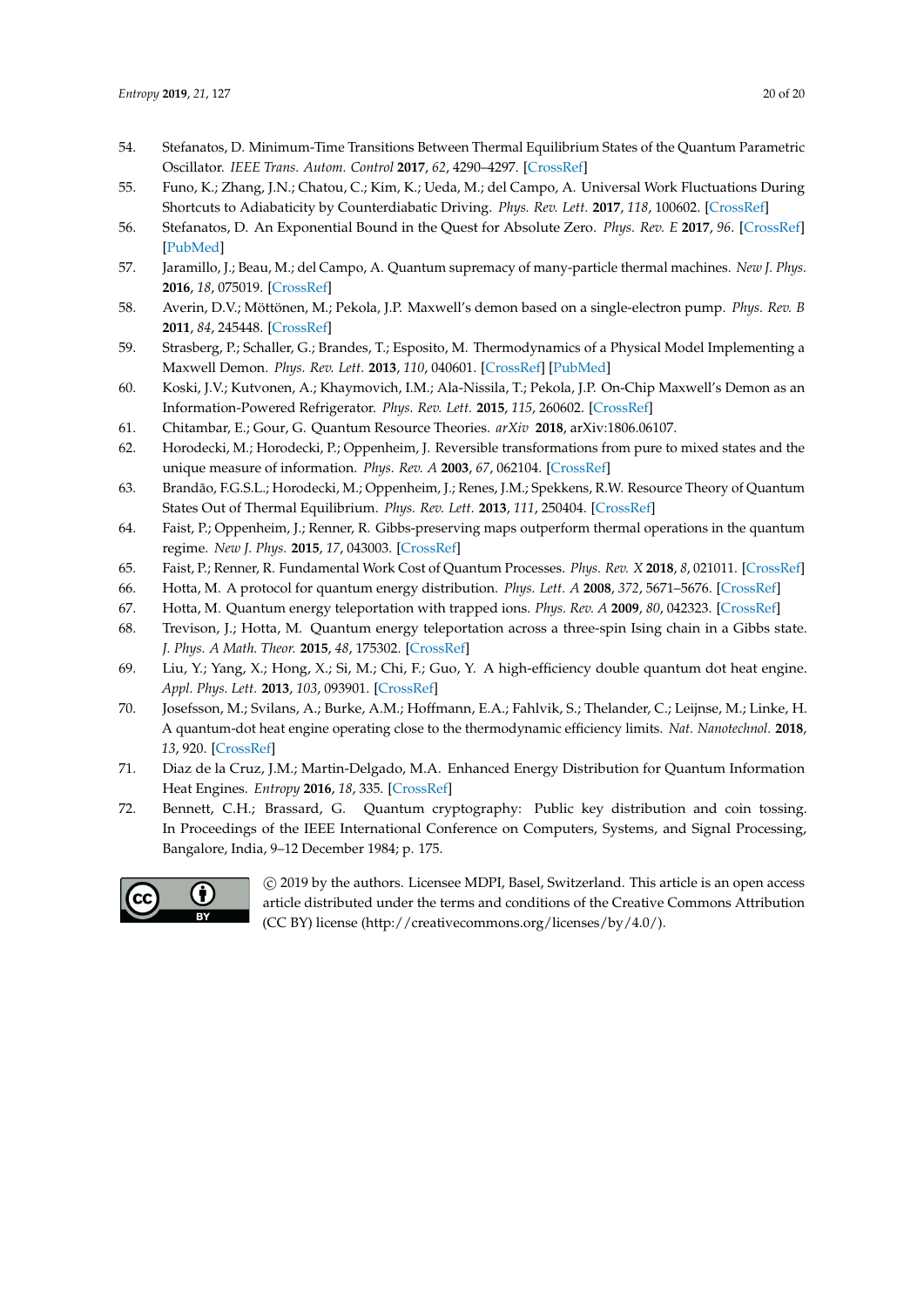54. Stefanatos, D. Minimum-Time Transitions Between Thermal Equilibrium States of the Quantum Parametric Oscillator. *IEEE Trans. Autom. Control* **2017**, *62*, 4290–4297. [CrossRef]
55. Funo, K.; Zhang, J.N.; Chatou, C.; Kim, K.; Ueda, M.; del Campo, A. Universal Work Fluctuations During Shortcuts to Adiabaticity by Counterdiabatic Driving. *Phys. Rev. Lett.* **2017**, *118*, 100602. [CrossRef]
56. Stefanatos, D. An Exponential Bound in the Quest for Absolute Zero. *Phys. Rev. E* **2017**, *96*. [CrossRef] [PubMed]
57. Jaramillo, J.; Beau, M.; del Campo, A. Quantum supremacy of many-particle thermal machines. *New J. Phys.* **2016**, *18*, 075019. [CrossRef]
58. Averin, D.V.; Möttönen, M.; Pekola, J.P. Maxwell's demon based on a single-electron pump. *Phys. Rev. B* **2011**, *84*, 245448. [CrossRef]
59. Strasberg, P.; Schaller, G.; Brandes, T.; Esposito, M. Thermodynamics of a Physical Model Implementing a Maxwell Demon. *Phys. Rev. Lett.* **2013**, *110*, 040601. [CrossRef] [PubMed]
60. Koski, J.V.; Kutvonen, A.; Khaymovich, I.M.; Ala-Nissila, T.; Pekola, J.P. On-Chip Maxwell's Demon as an Information-Powered Refrigerator. *Phys. Rev. Lett.* **2015**, *115*, 260602. [CrossRef]
61. Chitambar, E.; Gour, G. Quantum Resource Theories. *arXiv* **2018**, arXiv:1806.06107.
62. Horodecki, M.; Horodecki, P.; Oppenheim, J. Reversible transformations from pure to mixed states and the unique measure of information. *Phys. Rev. A* **2003**, *67*, 062104. [CrossRef]
63. Brandão, F.G.S.L.; Horodecki, M.; Oppenheim, J.; Renes, J.M.; Spekkens, R.W. Resource Theory of Quantum States Out of Thermal Equilibrium. *Phys. Rev. Lett.* **2013**, *111*, 250404. [CrossRef]
64. Faist, P.; Oppenheim, J.; Renner, R. Gibbs-preserving maps outperform thermal operations in the quantum regime. *New J. Phys.* **2015**, *17*, 043003. [CrossRef]
65. Faist, P.; Renner, R. Fundamental Work Cost of Quantum Processes. *Phys. Rev. X* **2018**, *8*, 021011. [CrossRef]
66. Hotta, M. A protocol for quantum energy distribution. *Phys. Lett. A* **2008**, *372*, 5671–5676. [CrossRef]
67. Hotta, M. Quantum energy teleportation with trapped ions. *Phys. Rev. A* **2009**, *80*, 042323. [CrossRef]
68. Trevison, J.; Hotta, M. Quantum energy teleportation across a three-spin Ising chain in a Gibbs state. *J. Phys. A Math. Theor.* **2015**, *48*, 175302. [CrossRef]
69. Liu, Y.; Yang, X.; Hong, X.; Si, M.; Chi, F.; Guo, Y. A high-efficiency double quantum dot heat engine. *Appl. Phys. Lett.* **2013**, *103*, 093901. [CrossRef]
70. Josefsson, M.; Svilans, A.; Burke, A.M.; Hoffmann, E.A.; Fahlvik, S.; Thelander, C.; Leijnse, M.; Linke, H. A quantum-dot heat engine operating close to the thermodynamic efficiency limits. *Nat. Nanotechnol.* **2018**, *13*, 920. [CrossRef]
71. Diaz de la Cruz, J.M.; Martin-Delgado, M.A. Enhanced Energy Distribution for Quantum Information Heat Engines. *Entropy* **2016**, *18*, 335. [CrossRef]
72. Bennett, C.H.; Brassard, G. Quantum cryptography: Public key distribution and coin tossing. In Proceedings of the IEEE International Conference on Computers, Systems, and Signal Processing, Bangalore, India, 9–12 December 1984; p. 175.

© 2019 by the authors. Licensee MDPI, Basel, Switzerland. This article is an open access article distributed under the terms and conditions of the Creative Commons Attribution (CC BY) license (http://creativecommons.org/licenses/by/4.0/).